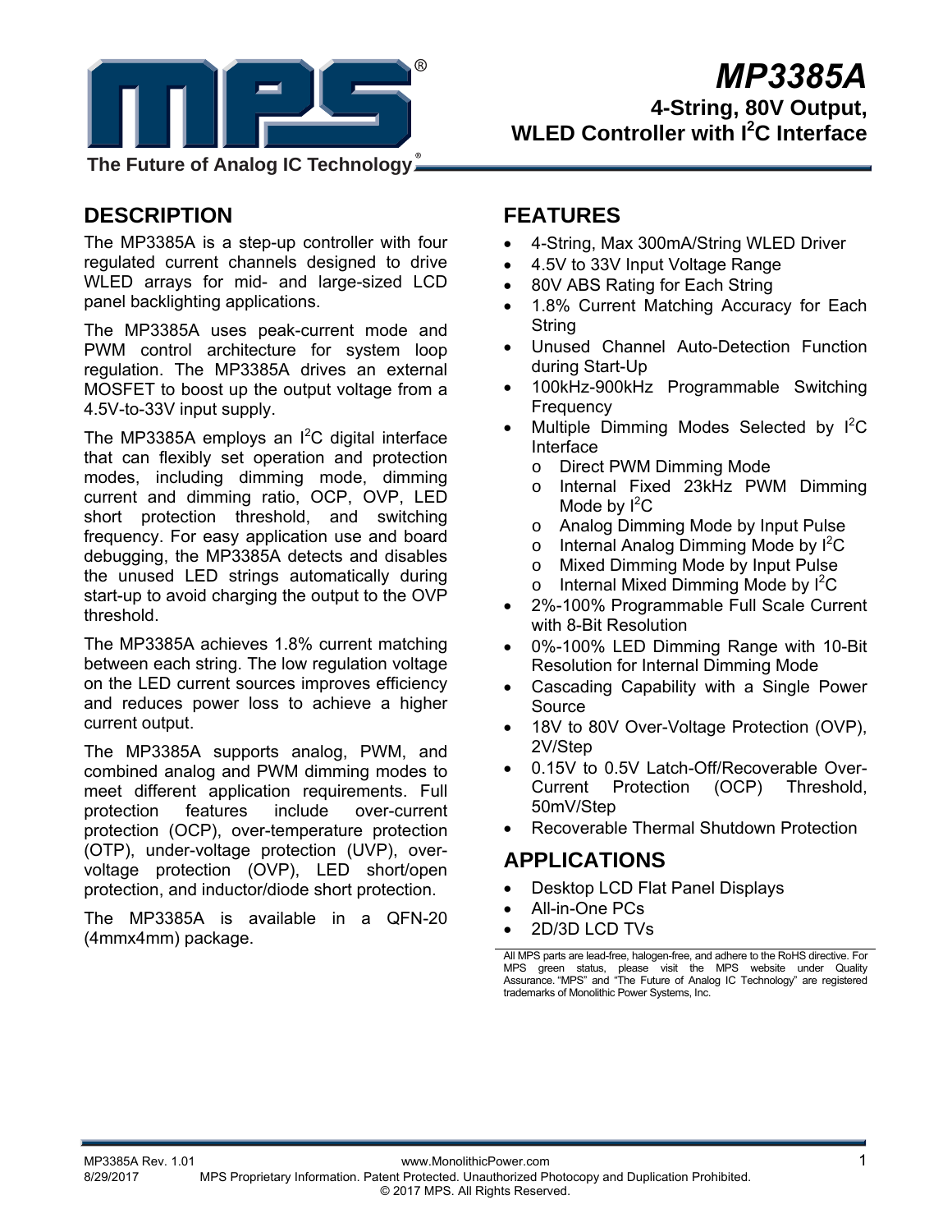# MP3385A

## 4-String, 80V Output, WLED Controller with I$^2$C Interface

## DESCRIPTION

The MP3385A is a step-up controller with four regulated current channels designed to drive WLED arrays for mid- and large-sized LCD panel backlighting applications.

The MP3385A uses peak-current mode and PWM control architecture for system loop regulation. The MP3385A drives an external MOSFET to boost up the output voltage from a 4.5V-to-33V input supply.

The MP3385A employs an I$^2$C digital interface that can flexibly set operation and protection modes, including dimming mode, dimming current and dimming ratio, OCP, OVP, LED short protection threshold, and switching frequency. For easy application use and board debugging, the MP3385A detects and disables the unused LED strings automatically during start-up to avoid charging the output to the OVP threshold.

The MP3385A achieves 1.8% current matching between each string. The low regulation voltage on the LED current sources improves efficiency and reduces power loss to achieve a higher current output.

The MP3385A supports analog, PWM, and combined analog and PWM dimming modes to meet different application requirements. Full protection features include over-current protection (OCP), over-temperature protection (OTP), under-voltage protection (UVP), over-voltage protection (OVP), LED short/open protection, and inductor/diode short protection.

The MP3385A is available in a QFN-20 (4mmx4mm) package.

## FEATURES

- 4-String, Max 300mA/String WLED Driver
- 4.5V to 33V Input Voltage Range
- 80V ABS Rating for Each String
- 1.8% Current Matching Accuracy for Each String
- Unused Channel Auto-Detection Function during Start-Up
- 100kHz-900kHz Programmable Switching Frequency
- Multiple Dimming Modes Selected by I$^2$C Interface
  - o Direct PWM Dimming Mode
  - o Internal Fixed 23kHz PWM Dimming Mode by I$^2$C
  - o Analog Dimming Mode by Input Pulse
  - o Internal Analog Dimming Mode by I$^2$C
  - o Mixed Dimming Mode by Input Pulse
  - o Internal Mixed Dimming Mode by I$^2$C
- 2%-100% Programmable Full Scale Current with 8-Bit Resolution
- 0%-100% LED Dimming Range with 10-Bit Resolution for Internal Dimming Mode
- Cascading Capability with a Single Power Source
- 18V to 80V Over-Voltage Protection (OVP), 2V/Step
- 0.15V to 0.5V Latch-Off/Recoverable Over-Current Protection (OCP) Threshold, 50mV/Step
- Recoverable Thermal Shutdown Protection

## APPLICATIONS

- Desktop LCD Flat Panel Displays
- All-in-One PCs
- 2D/3D LCD TVs

All MPS parts are lead-free, halogen-free, and adhere to the RoHS directive. For MPS green status, please visit the MPS website under Quality Assurance. "MPS" and "The Future of Analog IC Technology" are registered trademarks of Monolithic Power Systems, Inc.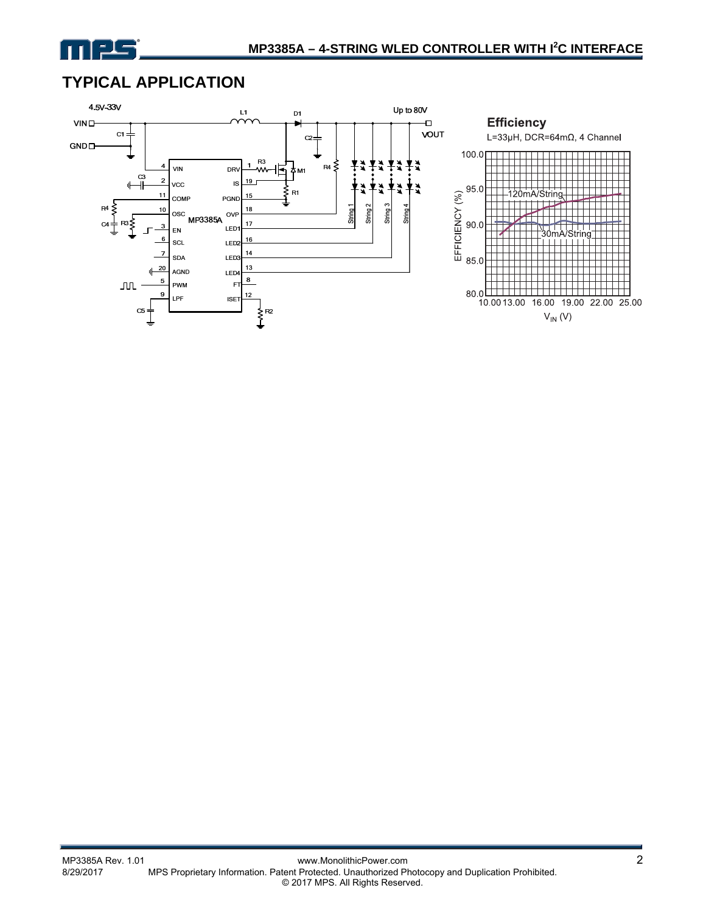# TYPICAL APPLICATION

**Efficiency**

L=33μH, DCR=64mΩ, 4 Channel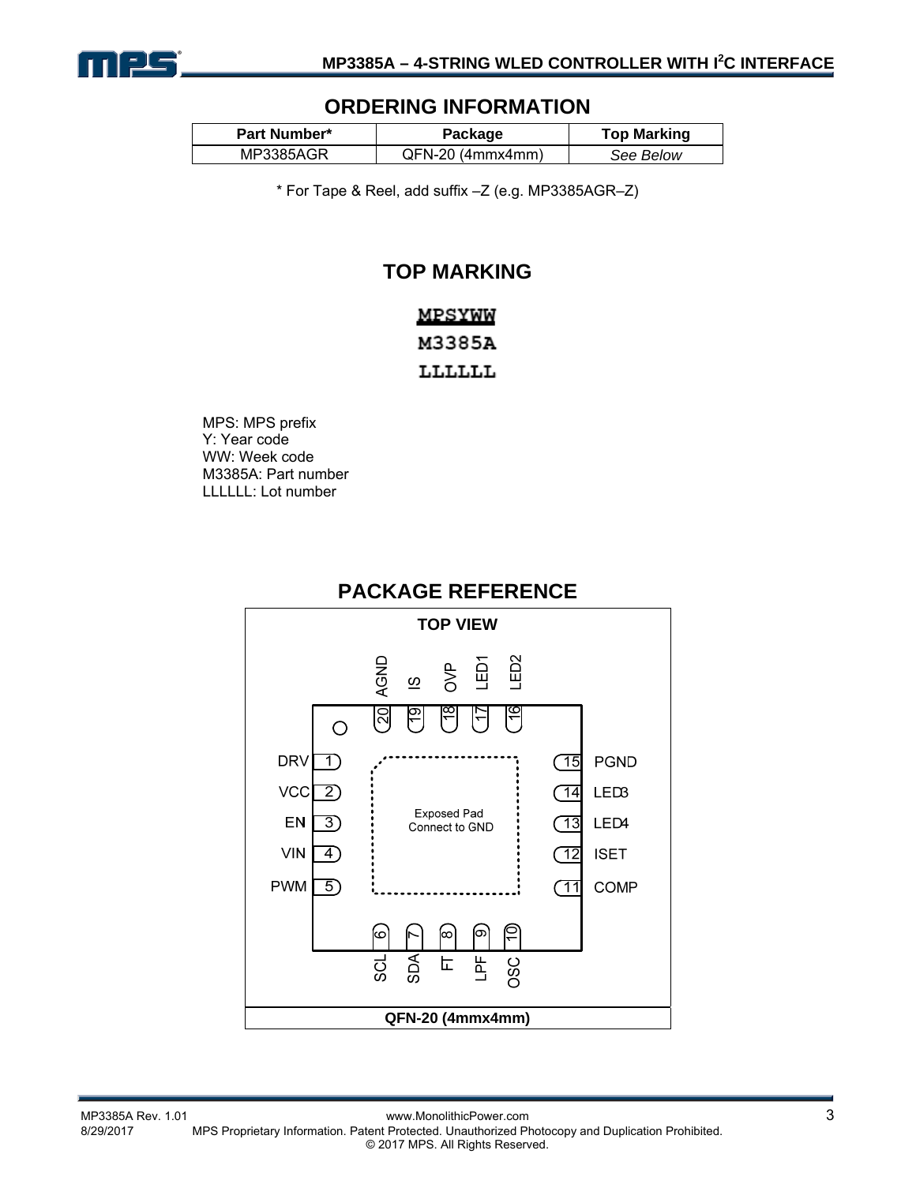## ORDERING INFORMATION

| Part Number* | Package | Top Marking |
|---|---|---|
| MP3385AGR | QFN-20 (4mmx4mm) | *See Below* |

\* For Tape & Reel, add suffix –Z (e.g. MP3385AGR–Z)

## TOP MARKING

MPSYWW
M3385A
LLLLLL

MPS: MPS prefix
Y: Year code
WW: Week code
M3385A: Part number
LLLLLL: Lot number

## PACKAGE REFERENCE

**TOP VIEW**

| Pin | Name | Pin | Name |
|---|---|---|---|
| 1 | DRV | 11 | COMP |
| 2 | VCC | 12 | ISET |
| 3 | EN | 13 | LED4 |
| 4 | VIN | 14 | LED3 |
| 5 | PWM | 15 | PGND |
| 6 | SCL | 16 | LED2 |
| 7 | SDA | 17 | LED1 |
| 8 | FT | 18 | OVP |
| 9 | LPF | 19 | IS |
| 10 | OSC | 20 | AGND |

Exposed Pad Connect to GND

**QFN-20 (4mmx4mm)**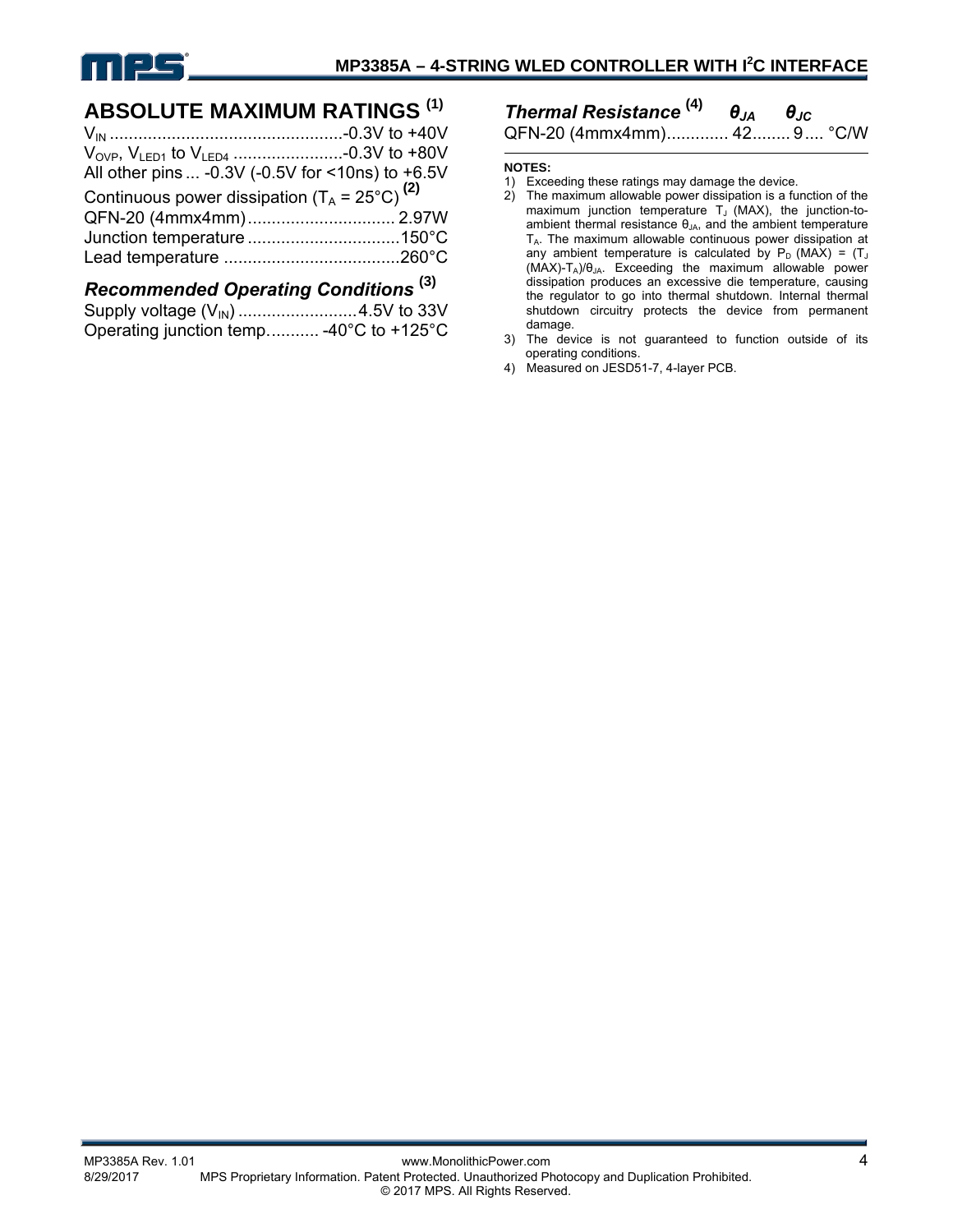## ABSOLUTE MAXIMUM RATINGS [1]

$V_{IN}$ ................................................-0.3V to +40V
$V_{OVP}$, $V_{LED1}$ to $V_{LED4}$ .......................-0.3V to +80V
All other pins ... -0.3V (-0.5V for <10ns) to +6.5V
Continuous power dissipation ($T_A$ = 25°C) [2]
QFN-20 (4mmx4mm)............................... 2.97W
Junction temperature ................................150°C
Lead temperature .....................................260°C

### *Recommended Operating Conditions* [3]

Supply voltage ($V_{IN}$) .........................4.5V to 33V
Operating junction temp........... -40°C to +125°C

### *Thermal Resistance* [4]

| | $\theta_{JA}$ | $\theta_{JC}$ | |
|---|---|---|---|
| QFN-20 (4mmx4mm) | 42 | 9 | °C/W |

**NOTES:**

1) Exceeding these ratings may damage the device.
2) The maximum allowable power dissipation is a function of the maximum junction temperature $T_J$ (MAX), the junction-to-ambient thermal resistance $\theta_{JA}$, and the ambient temperature $T_A$. The maximum allowable continuous power dissipation at any ambient temperature is calculated by $P_D$ (MAX) = ($T_J$ (MAX)-$T_A$)/$\theta_{JA}$. Exceeding the maximum allowable power dissipation produces an excessive die temperature, causing the regulator to go into thermal shutdown. Internal thermal shutdown circuitry protects the device from permanent damage.
3) The device is not guaranteed to function outside of its operating conditions.
4) Measured on JESD51-7, 4-layer PCB.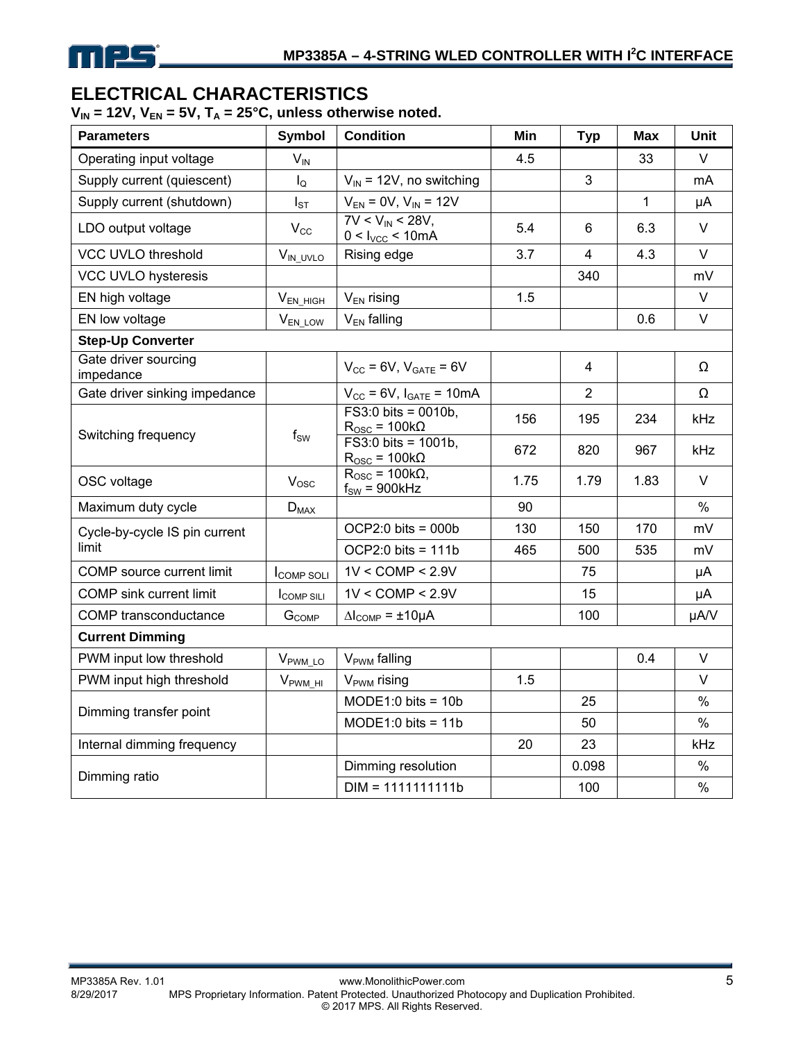## ELECTRICAL CHARACTERISTICS

**$V_{IN}$ = 12V, $V_{EN}$ = 5V, $T_A$ = 25°C, unless otherwise noted.**

| Parameters | Symbol | Condition | Min | Typ | Max | Unit |
|---|---|---|---|---|---|---|
| Operating input voltage | $V_{IN}$ | | 4.5 | | 33 | V |
| Supply current (quiescent) | $I_Q$ | $V_{IN}$ = 12V, no switching | | 3 | | mA |
| Supply current (shutdown) | $I_{ST}$ | $V_{EN}$ = 0V, $V_{IN}$ = 12V | | | 1 | μA |
| LDO output voltage | $V_{CC}$ | 7V < $V_{IN}$ < 28V, 0 < $I_{VCC}$ < 10mA | 5.4 | 6 | 6.3 | V |
| VCC UVLO threshold | $V_{IN\_UVLO}$ | Rising edge | 3.7 | 4 | 4.3 | V |
| VCC UVLO hysteresis | | | | 340 | | mV |
| EN high voltage | $V_{EN\_HIGH}$ | $V_{EN}$ rising | 1.5 | | | V |
| EN low voltage | $V_{EN\_LOW}$ | $V_{EN}$ falling | | | 0.6 | V |
| **Step-Up Converter** | | | | | | |
| Gate driver sourcing impedance | | $V_{CC}$ = 6V, $V_{GATE}$ = 6V | | 4 | | Ω |
| Gate driver sinking impedance | | $V_{CC}$ = 6V, $I_{GATE}$ = 10mA | | 2 | | Ω |
| Switching frequency | $f_{SW}$ | FS3:0 bits = 0010b, $R_{OSC}$ = 100kΩ | 156 | 195 | 234 | kHz |
| | | FS3:0 bits = 1001b, $R_{OSC}$ = 100kΩ | 672 | 820 | 967 | kHz |
| OSC voltage | $V_{OSC}$ | $R_{OSC}$ = 100kΩ, $f_{SW}$ = 900kHz | 1.75 | 1.79 | 1.83 | V |
| Maximum duty cycle | $D_{MAX}$ | | 90 | | | % |
| Cycle-by-cycle IS pin current limit | | OCP2:0 bits = 000b | 130 | 150 | 170 | mV |
| | | OCP2:0 bits = 111b | 465 | 500 | 535 | mV |
| COMP source current limit | $I_{COMP\ SOLI}$ | 1V < COMP < 2.9V | | 75 | | μA |
| COMP sink current limit | $I_{COMP\ SILI}$ | 1V < COMP < 2.9V | | 15 | | μA |
| COMP transconductance | $G_{COMP}$ | $\Delta I_{COMP}$ = ±10μA | | 100 | | μA/V |
| **Current Dimming** | | | | | | |
| PWM input low threshold | $V_{PWM\_LO}$ | $V_{PWM}$ falling | | | 0.4 | V |
| PWM input high threshold | $V_{PWM\_HI}$ | $V_{PWM}$ rising | 1.5 | | | V |
| Dimming transfer point | | MODE1:0 bits = 10b | | 25 | | % |
| | | MODE1:0 bits = 11b | | 50 | | % |
| Internal dimming frequency | | | 20 | 23 | | kHz |
| Dimming ratio | | Dimming resolution | | 0.098 | | % |
| | | DIM = 1111111111b | | 100 | | % |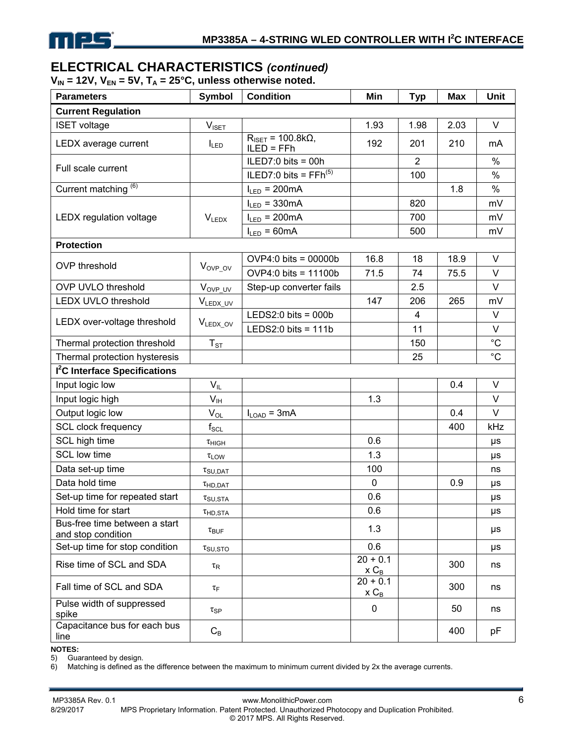## ELECTRICAL CHARACTERISTICS *(continued)*

**$V_{IN}$ = 12V, $V_{EN}$ = 5V, $T_A$ = 25°C, unless otherwise noted.**

| Parameters | Symbol | Condition | Min | Typ | Max | Unit |
|---|---|---|---|---|---|---|
| **Current Regulation** | | | | | | |
| ISET voltage | $V_{ISET}$ | | 1.93 | 1.98 | 2.03 | V |
| LEDX average current | $I_{LED}$ | $R_{ISET}$ = 100.8kΩ, ILED = FFh | 192 | 201 | 210 | mA |
| Full scale current | | ILED7:0 bits = 00h | | 2 | | % |
| | | ILED7:0 bits = FFh(5) | | 100 | | % |
| Current matching (6) | | $I_{LED}$ = 200mA | | | 1.8 | % |
| LEDX regulation voltage | $V_{LEDX}$ | $I_{LED}$ = 330mA | | 820 | | mV |
| | | $I_{LED}$ = 200mA | | 700 | | mV |
| | | $I_{LED}$ = 60mA | | 500 | | mV |
| **Protection** | | | | | | |
| OVP threshold | $V_{OVP\_OV}$ | OVP4:0 bits = 00000b | 16.8 | 18 | 18.9 | V |
| | | OVP4:0 bits = 11100b | 71.5 | 74 | 75.5 | V |
| OVP UVLO threshold | $V_{OVP\_UV}$ | Step-up converter fails | | 2.5 | | V |
| LEDX UVLO threshold | $V_{LEDX\_UV}$ | | 147 | 206 | 265 | mV |
| LEDX over-voltage threshold | $V_{LEDX\_OV}$ | LEDS2:0 bits = 000b | | 4 | | V |
| | | LEDS2:0 bits = 111b | | 11 | | V |
| Thermal protection threshold | $T_{ST}$ | | | 150 | | °C |
| Thermal protection hysteresis | | | | 25 | | °C |
| **I²C Interface Specifications** | | | | | | |
| Input logic low | $V_{IL}$ | | | | 0.4 | V |
| Input logic high | $V_{IH}$ | | 1.3 | | | V |
| Output logic low | $V_{OL}$ | $I_{LOAD}$ = 3mA | | | 0.4 | V |
| SCL clock frequency | $f_{SCL}$ | | | | 400 | kHz |
| SCL high time | $\tau_{HIGH}$ | | 0.6 | | | µs |
| SCL low time | $\tau_{LOW}$ | | 1.3 | | | µs |
| Data set-up time | $\tau_{SU,DAT}$ | | 100 | | | ns |
| Data hold time | $\tau_{HD,DAT}$ | | 0 | | 0.9 | µs |
| Set-up time for repeated start | $\tau_{SU,STA}$ | | 0.6 | | | µs |
| Hold time for start | $\tau_{HD,STA}$ | | 0.6 | | | µs |
| Bus-free time between a start and stop condition | $\tau_{BUF}$ | | 1.3 | | | µs |
| Set-up time for stop condition | $\tau_{SU,STO}$ | | 0.6 | | | µs |
| Rise time of SCL and SDA | $\tau_R$ | | 20 + 0.1 x $C_B$ | | 300 | ns |
| Fall time of SCL and SDA | $\tau_F$ | | 20 + 0.1 x $C_B$ | | 300 | ns |
| Pulse width of suppressed spike | $\tau_{SP}$ | | 0 | | 50 | ns |
| Capacitance bus for each bus line | $C_B$ | | | | 400 | pF |

**NOTES:**

5) Guaranteed by design.

6) Matching is defined as the difference between the maximum to minimum current divided by 2x the average currents.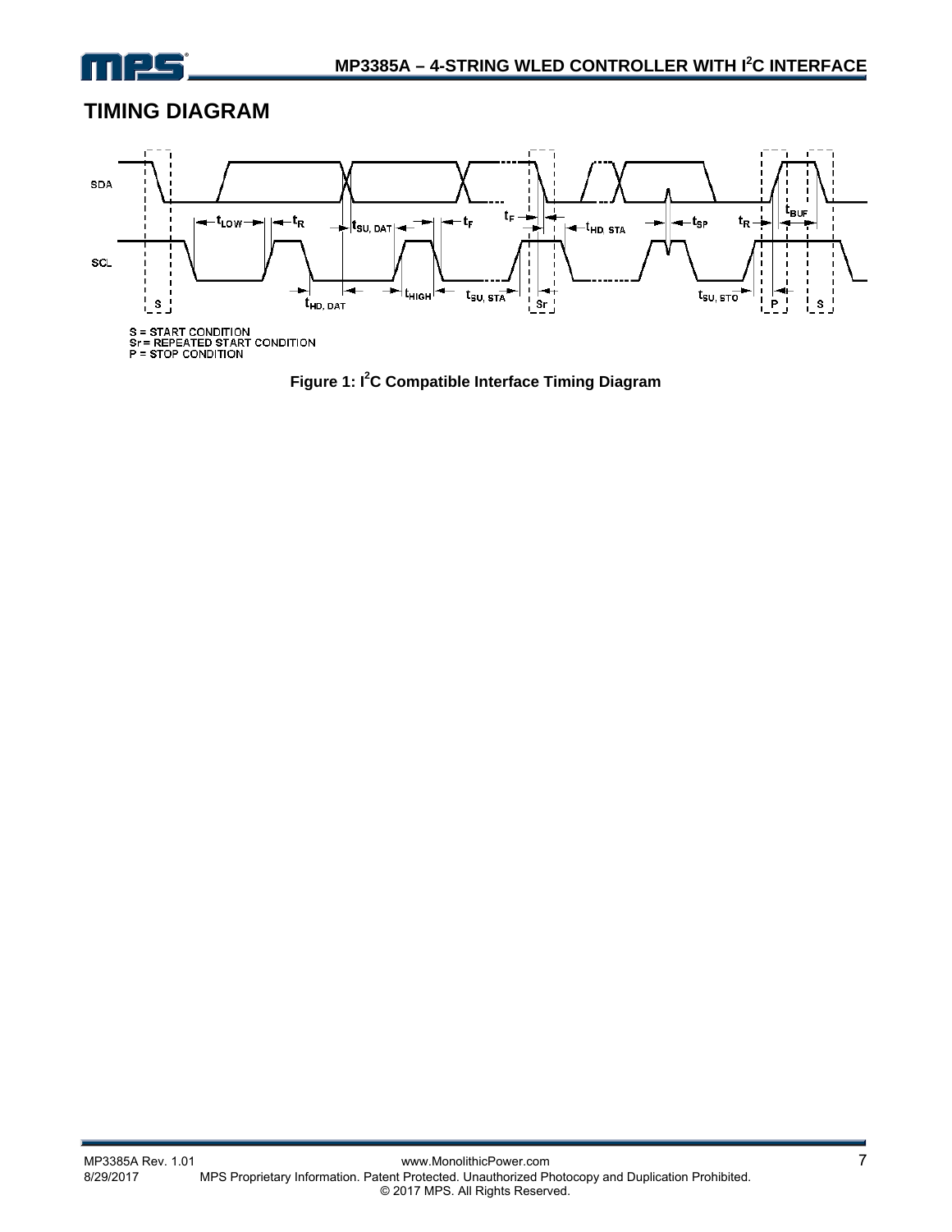## TIMING DIAGRAM

S = START CONDITION
Sr = REPEATED START CONDITION
P = STOP CONDITION

**Figure 1: I$^2$C Compatible Interface Timing Diagram**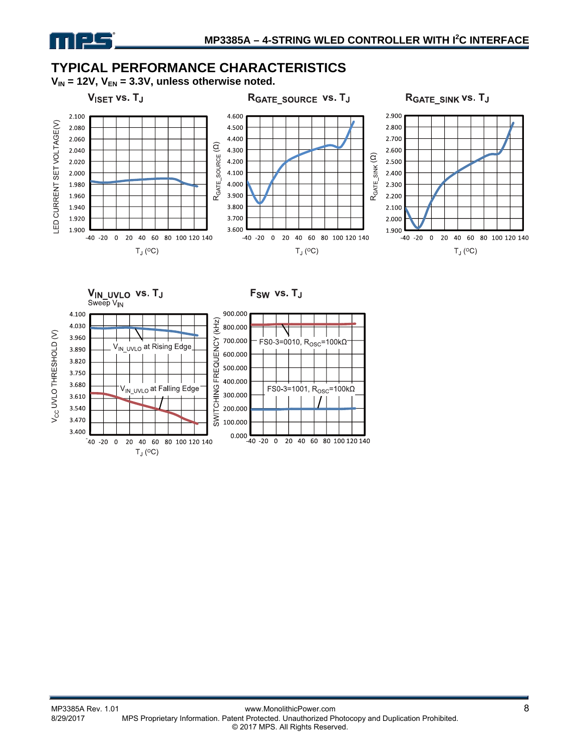## TYPICAL PERFORMANCE CHARACTERISTICS

**$V_{IN}$ = 12V, $V_{EN}$ = 3.3V, unless otherwise noted.**

**$V_{ISET}$ vs. $T_J$**

LED CURRENT SET VOLTAGE(V)

2.100, 2.080, 2.060, 2.040, 2.020, 2.000, 1.980, 1.960, 1.940, 1.920, 1.900

-40 -20 0 20 40 60 80 100 120 140

$T_J$ (ºC)

**$R_{GATE\_SOURCE}$ vs. $T_J$**

$R_{GATE\_SOURCE}$ (Ω)

4.600, 4.500, 4.400, 4.300, 4.200, 4.100, 4.000, 3.900, 3.800, 3.700, 3.600

-40 -20 0 20 40 60 80 100 120 140

$T_J$ (ºC)

**$R_{GATE\_SINK}$ vs. $T_J$**

$R_{GATE\_SINK}$ (Ω)

2.900, 2.800, 2.700, 2.600, 2.500, 2.400, 2.300, 2.200, 2.100, 2.000, 1.900

-40 -20 0 20 40 60 80 100 120 140

$T_J$ (ºC)

**$V_{IN\_UVLO}$ vs. $T_J$**

Sweep $V_{IN}$

$V_{CC}$ UVLO THRESHOLD (V)

4.100, 4.030, 3.960, 3.890, 3.820, 3.750, 3.680, 3.610, 3.540, 3.470, 3.400

$V_{IN\_UVLO}$ at Rising Edge

$V_{IN\_UVLO}$ at Falling Edge

-40 -20 0 20 40 60 80 100 120 140

$T_J$ (ºC)

**$F_{SW}$ vs. $T_J$**

SWITCHING FREQUENCY (kHz)

900.000, 800.000, 700.000, 600.000, 500.000, 400.000, 300.000, 200.000, 100.000, 0.000

FS0-3=0010, $R_{OSC}$=100kΩ

FS0-3=1001, $R_{OSC}$=100kΩ

-40 -20 0 20 40 60 80 100 120 140

$T_J$ (ºC)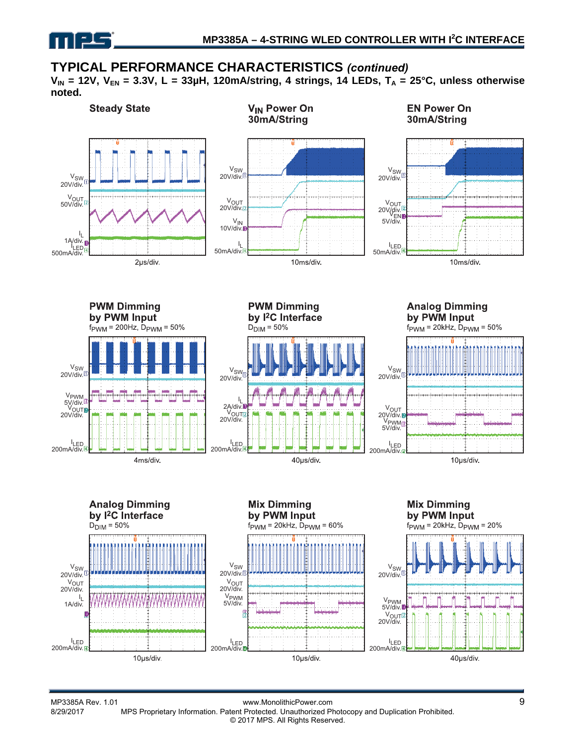## TYPICAL PERFORMANCE CHARACTERISTICS *(continued)*

**$V_{IN}$ = 12V, $V_{EN}$ = 3.3V, L = 33µH, 120mA/string, 4 strings, 14 LEDs, $T_A$ = 25°C, unless otherwise noted.**

**Steady State**

$V_{SW}$ 20V/div., $V_{OUT}$ 50V/div., $I_L$ 1A/div., $I_{LED}$ 500mA/div.

2µs/div.

**$V_{IN}$ Power On 30mA/String**

$V_{SW}$ 20V/div., $V_{OUT}$ 20V/div., $V_{IN}$ 10V/div., $I_L$ 50mA/div.

10ms/div.

**EN Power On 30mA/String**

$V_{SW}$ 20V/div., $V_{OUT}$ 20V/div., $V_{EN}$ 5V/div., $I_{LED}$ 50mA/div.

10ms/div.

**PWM Dimming by PWM Input**

$f_{PWM}$ = 200Hz, $D_{PWM}$ = 50%

$V_{SW}$ 20V/div., $V_{PWM}$ 5V/div., $V_{OUT}$ 20V/div., $I_{LED}$ 200mA/div.

4ms/div.

**PWM Dimming by I²C Interface**

$D_{DIM}$ = 50%

$V_{SW}$ 20V/div., $I_L$ 2A/div., $V_{OUT}$ 20V/div., $I_{LED}$ 200mA/div.

40µs/div.

**Analog Dimming by PWM Input**

$f_{PWM}$ = 20kHz, $D_{PWM}$ = 50%

$V_{SW}$ 20V/div., $V_{OUT}$ 20V/div., $V_{PWM}$ 5V/div., $I_{LED}$ 200mA/div.

10µs/div.

**Analog Dimming by I²C Interface**

$D_{DIM}$ = 50%

$V_{SW}$ 20V/div., $V_{OUT}$ 20V/div., $I_L$ 1A/div., $I_{LED}$ 200mA/div.

10µs/div.

**Mix Dimming by PWM Input**

$f_{PWM}$ = 20kHz, $D_{PWM}$ = 60%

$V_{SW}$ 20V/div., $V_{OUT}$ 20V/div., $V_{PWM}$ 5V/div., $I_{LED}$ 200mA/div.

10µs/div.

**Mix Dimming by PWM Input**

$f_{PWM}$ = 20kHz, $D_{PWM}$ = 20%

$V_{SW}$ 20V/div., $V_{PWM}$ 5V/div., $V_{OUT}$ 20V/div., $I_{LED}$ 200mA/div.

40µs/div.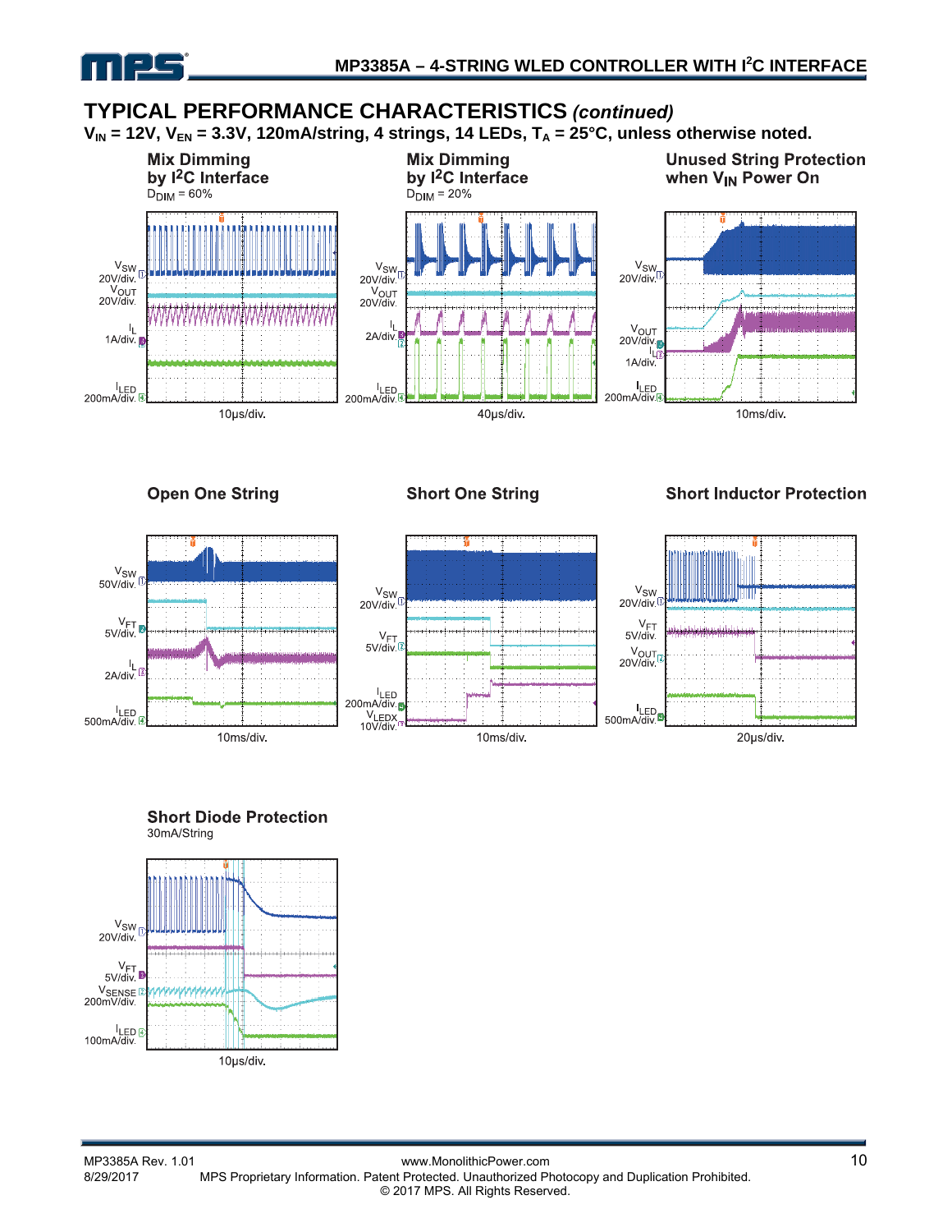## TYPICAL PERFORMANCE CHARACTERISTICS *(continued)*

$V_{IN}$ = 12V, $V_{EN}$ = 3.3V, 120mA/string, 4 strings, 14 LEDs, $T_A$ = 25°C, unless otherwise noted.

**Mix Dimming by I²C Interface**
$D_{DIM}$ = 60%

$V_{SW}$ 20V/div.
$V_{OUT}$ 20V/div.
$I_L$ 1A/div.
$I_{LED}$ 200mA/div.
10μs/div.

**Mix Dimming by I²C Interface**
$D_{DIM}$ = 20%

$V_{SW}$ 20V/div.
$V_{OUT}$ 20V/div.
$I_L$ 2A/div.
$I_{LED}$ 200mA/div.
40μs/div.

**Unused String Protection when $V_{IN}$ Power On**

$V_{SW}$ 20V/div.
$V_{OUT}$ 20V/div.
$I_L$ 1A/div.
$I_{LED}$ 200mA/div.
10ms/div.

**Open One String**

$V_{SW}$ 50V/div.
$V_{FT}$ 5V/div.
$I_L$ 2A/div.
$I_{LED}$ 500mA/div.
10ms/div.

**Short One String**

$V_{SW}$ 20V/div.
$V_{FT}$ 5V/div.
$I_{LED}$ 200mA/div.
$V_{LEDX}$ 10V/div.
10ms/div.

**Short Inductor Protection**

$V_{SW}$ 20V/div.
$V_{FT}$ 5V/div.
$V_{OUT}$ 20V/div.
$I_{LED}$ 500mA/div.
20μs/div.

**Short Diode Protection**
30mA/String

$V_{SW}$ 20V/div.
$V_{FT}$ 5V/div.
$V_{SENSE}$ 200mV/div.
$I_{LED}$ 100mA/div.
10μs/div.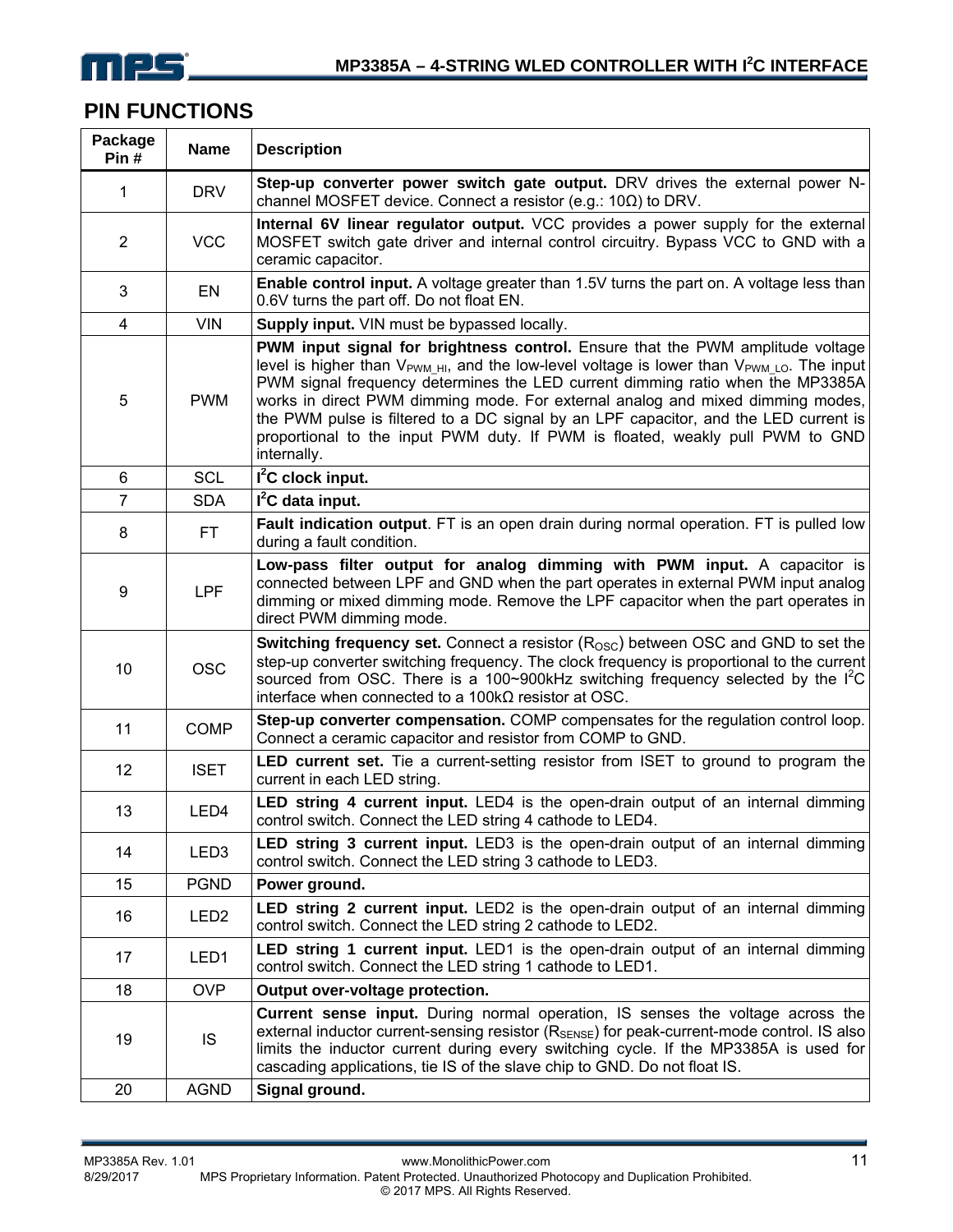## PIN FUNCTIONS

| Package Pin # | Name | Description |
|---|---|---|
| 1 | DRV | **Step-up converter power switch gate output.** DRV drives the external power N-channel MOSFET device. Connect a resistor (e.g.: 10Ω) to DRV. |
| 2 | VCC | **Internal 6V linear regulator output.** VCC provides a power supply for the external MOSFET switch gate driver and internal control circuitry. Bypass VCC to GND with a ceramic capacitor. |
| 3 | EN | **Enable control input.** A voltage greater than 1.5V turns the part on. A voltage less than 0.6V turns the part off. Do not float EN. |
| 4 | VIN | **Supply input.** VIN must be bypassed locally. |
| 5 | PWM | **PWM input signal for brightness control.** Ensure that the PWM amplitude voltage level is higher than $V_{PWM\_HI}$, and the low-level voltage is lower than $V_{PWM\_LO}$. The input PWM signal frequency determines the LED current dimming ratio when the MP3385A works in direct PWM dimming mode. For external analog and mixed dimming modes, the PWM pulse is filtered to a DC signal by an LPF capacitor, and the LED current is proportional to the input PWM duty. If PWM is floated, weakly pull PWM to GND internally. |
| 6 | SCL | **$I^2C$ clock input.** |
| 7 | SDA | **$I^2C$ data input.** |
| 8 | FT | **Fault indication output**. FT is an open drain during normal operation. FT is pulled low during a fault condition. |
| 9 | LPF | **Low-pass filter output for analog dimming with PWM input.** A capacitor is connected between LPF and GND when the part operates in external PWM input analog dimming or mixed dimming mode. Remove the LPF capacitor when the part operates in direct PWM dimming mode. |
| 10 | OSC | **Switching frequency set.** Connect a resistor ($R_{OSC}$) between OSC and GND to set the step-up converter switching frequency. The clock frequency is proportional to the current sourced from OSC. There is a 100~900kHz switching frequency selected by the $I^2C$ interface when connected to a 100kΩ resistor at OSC. |
| 11 | COMP | **Step-up converter compensation.** COMP compensates for the regulation control loop. Connect a ceramic capacitor and resistor from COMP to GND. |
| 12 | ISET | **LED current set.** Tie a current-setting resistor from ISET to ground to program the current in each LED string. |
| 13 | LED4 | **LED string 4 current input.** LED4 is the open-drain output of an internal dimming control switch. Connect the LED string 4 cathode to LED4. |
| 14 | LED3 | **LED string 3 current input.** LED3 is the open-drain output of an internal dimming control switch. Connect the LED string 3 cathode to LED3. |
| 15 | PGND | **Power ground.** |
| 16 | LED2 | **LED string 2 current input.** LED2 is the open-drain output of an internal dimming control switch. Connect the LED string 2 cathode to LED2. |
| 17 | LED1 | **LED string 1 current input.** LED1 is the open-drain output of an internal dimming control switch. Connect the LED string 1 cathode to LED1. |
| 18 | OVP | **Output over-voltage protection.** |
| 19 | IS | **Current sense input.** During normal operation, IS senses the voltage across the external inductor current-sensing resistor ($R_{SENSE}$) for peak-current-mode control. IS also limits the inductor current during every switching cycle. If the MP3385A is used for cascading applications, tie IS of the slave chip to GND. Do not float IS. |
| 20 | AGND | **Signal ground.** |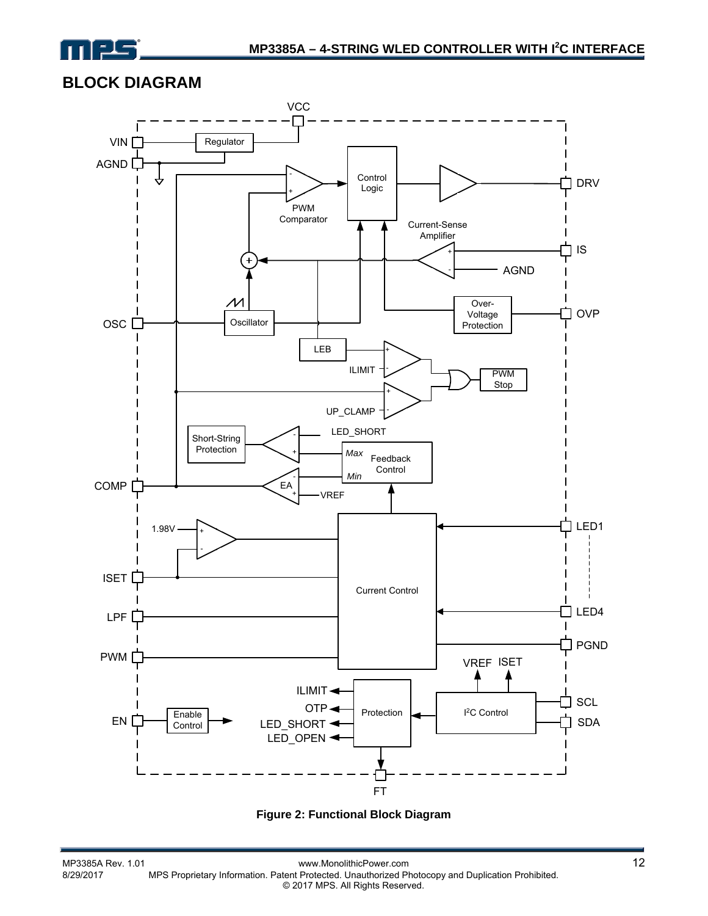## BLOCK DIAGRAM

Figure 2: Functional Block Diagram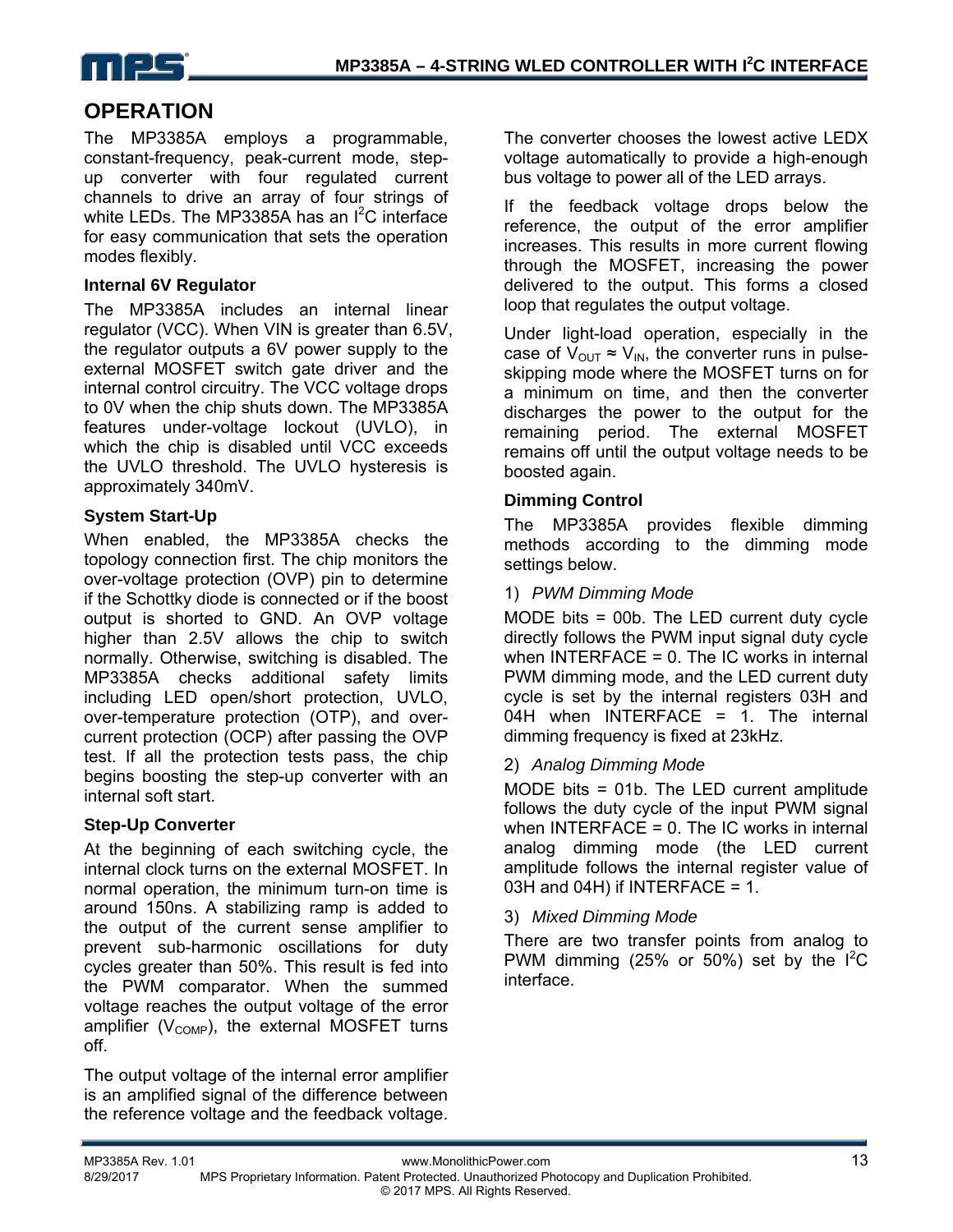# OPERATION

The MP3385A employs a programmable, constant-frequency, peak-current mode, step-up converter with four regulated current channels to drive an array of four strings of white LEDs. The MP3385A has an $I^2C$ interface for easy communication that sets the operation modes flexibly.

### Internal 6V Regulator

The MP3385A includes an internal linear regulator (VCC). When VIN is greater than 6.5V, the regulator outputs a 6V power supply to the external MOSFET switch gate driver and the internal control circuitry. The VCC voltage drops to 0V when the chip shuts down. The MP3385A features under-voltage lockout (UVLO), in which the chip is disabled until VCC exceeds the UVLO threshold. The UVLO hysteresis is approximately 340mV.

### System Start-Up

When enabled, the MP3385A checks the topology connection first. The chip monitors the over-voltage protection (OVP) pin to determine if the Schottky diode is connected or if the boost output is shorted to GND. An OVP voltage higher than 2.5V allows the chip to switch normally. Otherwise, switching is disabled. The MP3385A checks additional safety limits including LED open/short protection, UVLO, over-temperature protection (OTP), and over-current protection (OCP) after passing the OVP test. If all the protection tests pass, the chip begins boosting the step-up converter with an internal soft start.

### Step-Up Converter

At the beginning of each switching cycle, the internal clock turns on the external MOSFET. In normal operation, the minimum turn-on time is around 150ns. A stabilizing ramp is added to the output of the current sense amplifier to prevent sub-harmonic oscillations for duty cycles greater than 50%. This result is fed into the PWM comparator. When the summed voltage reaches the output voltage of the error amplifier ($V_{COMP}$), the external MOSFET turns off.

The output voltage of the internal error amplifier is an amplified signal of the difference between the reference voltage and the feedback voltage. The converter chooses the lowest active LEDX voltage automatically to provide a high-enough bus voltage to power all of the LED arrays.

If the feedback voltage drops below the reference, the output of the error amplifier increases. This results in more current flowing through the MOSFET, increasing the power delivered to the output. This forms a closed loop that regulates the output voltage.

Under light-load operation, especially in the case of $V_{OUT} \approx V_{IN}$, the converter runs in pulse-skipping mode where the MOSFET turns on for a minimum on time, and then the converter discharges the power to the output for the remaining period. The external MOSFET remains off until the output voltage needs to be boosted again.

### Dimming Control

The MP3385A provides flexible dimming methods according to the dimming mode settings below.

1) *PWM Dimming Mode*

MODE bits = 00b. The LED current duty cycle directly follows the PWM input signal duty cycle when INTERFACE = 0. The IC works in internal PWM dimming mode, and the LED current duty cycle is set by the internal registers 03H and 04H when INTERFACE = 1. The internal dimming frequency is fixed at 23kHz.

2) *Analog Dimming Mode*

MODE bits = 01b. The LED current amplitude follows the duty cycle of the input PWM signal when INTERFACE = 0. The IC works in internal analog dimming mode (the LED current amplitude follows the internal register value of 03H and 04H) if INTERFACE = 1.

3) *Mixed Dimming Mode*

There are two transfer points from analog to PWM dimming (25% or 50%) set by the $I^2C$ interface.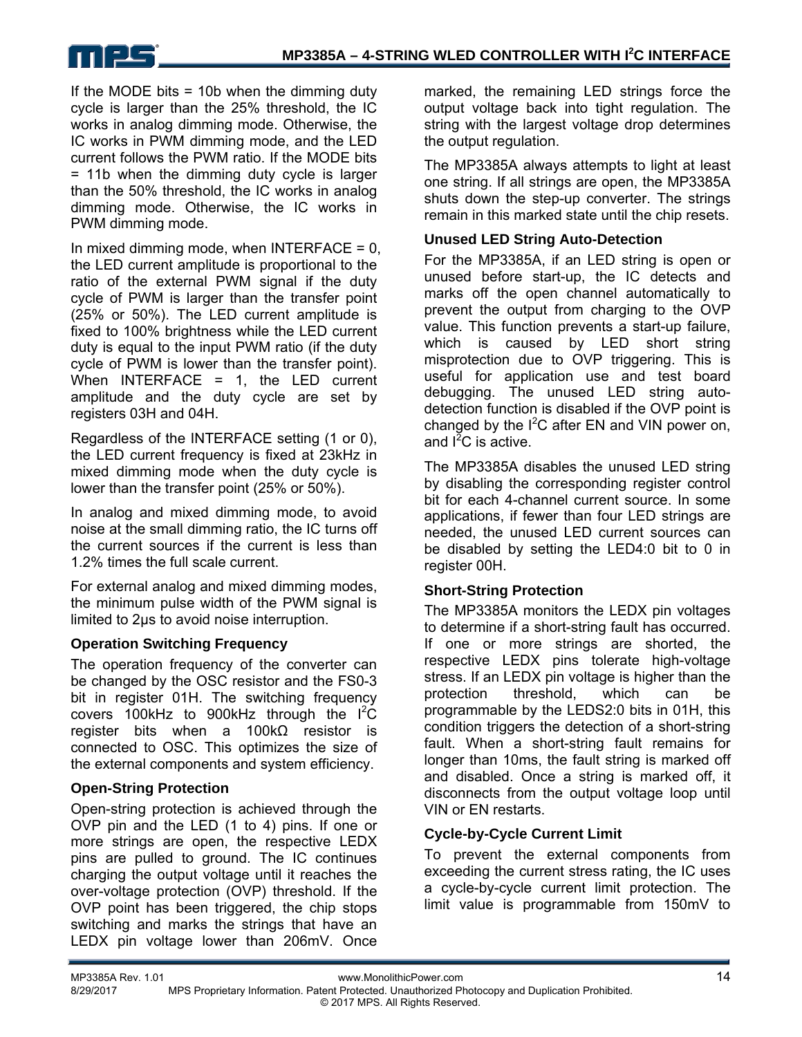If the MODE bits = 10b when the dimming duty cycle is larger than the 25% threshold, the IC works in analog dimming mode. Otherwise, the IC works in PWM dimming mode, and the LED current follows the PWM ratio. If the MODE bits = 11b when the dimming duty cycle is larger than the 50% threshold, the IC works in analog dimming mode. Otherwise, the IC works in PWM dimming mode.

In mixed dimming mode, when INTERFACE = 0, the LED current amplitude is proportional to the ratio of the external PWM signal if the duty cycle of PWM is larger than the transfer point (25% or 50%). The LED current amplitude is fixed to 100% brightness while the LED current duty is equal to the input PWM ratio (if the duty cycle of PWM is lower than the transfer point). When INTERFACE = 1, the LED current amplitude and the duty cycle are set by registers 03H and 04H.

Regardless of the INTERFACE setting (1 or 0), the LED current frequency is fixed at 23kHz in mixed dimming mode when the duty cycle is lower than the transfer point (25% or 50%).

In analog and mixed dimming mode, to avoid noise at the small dimming ratio, the IC turns off the current sources if the current is less than 1.2% times the full scale current.

For external analog and mixed dimming modes, the minimum pulse width of the PWM signal is limited to 2μs to avoid noise interruption.

### Operation Switching Frequency

The operation frequency of the converter can be changed by the OSC resistor and the FS0-3 bit in register 01H. The switching frequency covers 100kHz to 900kHz through the I²C register bits when a 100kΩ resistor is connected to OSC. This optimizes the size of the external components and system efficiency.

### Open-String Protection

Open-string protection is achieved through the OVP pin and the LED (1 to 4) pins. If one or more strings are open, the respective LEDX pins are pulled to ground. The IC continues charging the output voltage until it reaches the over-voltage protection (OVP) threshold. If the OVP point has been triggered, the chip stops switching and marks the strings that have an LEDX pin voltage lower than 206mV. Once marked, the remaining LED strings force the output voltage back into tight regulation. The string with the largest voltage drop determines the output regulation.

The MP3385A always attempts to light at least one string. If all strings are open, the MP3385A shuts down the step-up converter. The strings remain in this marked state until the chip resets.

### Unused LED String Auto-Detection

For the MP3385A, if an LED string is open or unused before start-up, the IC detects and marks off the open channel automatically to prevent the output from charging to the OVP value. This function prevents a start-up failure, which is caused by LED short string misprotection due to OVP triggering. This is useful for application use and test board debugging. The unused LED string auto-detection function is disabled if the OVP point is changed by the I²C after EN and VIN power on, and I²C is active.

The MP3385A disables the unused LED string by disabling the corresponding register control bit for each 4-channel current source. In some applications, if fewer than four LED strings are needed, the unused LED current sources can be disabled by setting the LED4:0 bit to 0 in register 00H.

### Short-String Protection

The MP3385A monitors the LEDX pin voltages to determine if a short-string fault has occurred. If one or more strings are shorted, the respective LEDX pins tolerate high-voltage stress. If an LEDX pin voltage is higher than the protection threshold, which can be programmable by the LEDS2:0 bits in 01H, this condition triggers the detection of a short-string fault. When a short-string fault remains for longer than 10ms, the fault string is marked off and disabled. Once a string is marked off, it disconnects from the output voltage loop until VIN or EN restarts.

### Cycle-by-Cycle Current Limit

To prevent the external components from exceeding the current stress rating, the IC uses a cycle-by-cycle current limit protection. The limit value is programmable from 150mV to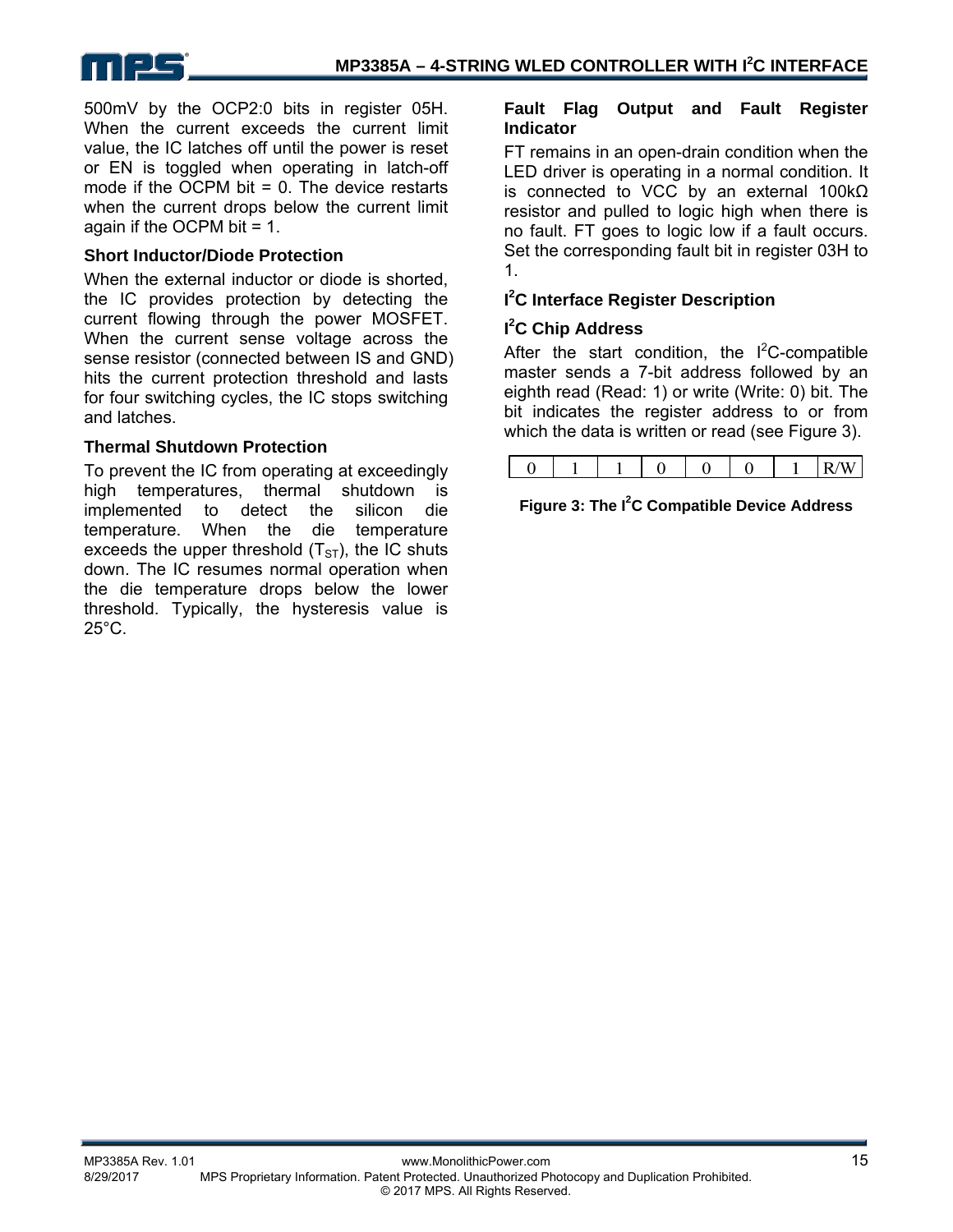500mV by the OCP2:0 bits in register 05H. When the current exceeds the current limit value, the IC latches off until the power is reset or EN is toggled when operating in latch-off mode if the OCPM bit = 0. The device restarts when the current drops below the current limit again if the OCPM bit = 1.

### Short Inductor/Diode Protection

When the external inductor or diode is shorted, the IC provides protection by detecting the current flowing through the power MOSFET. When the current sense voltage across the sense resistor (connected between IS and GND) hits the current protection threshold and lasts for four switching cycles, the IC stops switching and latches.

### Thermal Shutdown Protection

To prevent the IC from operating at exceedingly high temperatures, thermal shutdown is implemented to detect the silicon die temperature. When the die temperature exceeds the upper threshold ($T_{ST}$), the IC shuts down. The IC resumes normal operation when the die temperature drops below the lower threshold. Typically, the hysteresis value is 25°C.

### Fault Flag Output and Fault Register Indicator

FT remains in an open-drain condition when the LED driver is operating in a normal condition. It is connected to VCC by an external 100kΩ resistor and pulled to logic high when there is no fault. FT goes to logic low if a fault occurs. Set the corresponding fault bit in register 03H to 1.

### $I^2C$ Interface Register Description

### $I^2C$ Chip Address

After the start condition, the $I^2C$-compatible master sends a 7-bit address followed by an eighth read (Read: 1) or write (Write: 0) bit. The bit indicates the register address to or from which the data is written or read (see Figure 3).

| 0 | 1 | 1 | 0 | 0 | 0 | 1 | R/W |
|---|---|---|---|---|---|---|---|

**Figure 3: The $I^2C$ Compatible Device Address**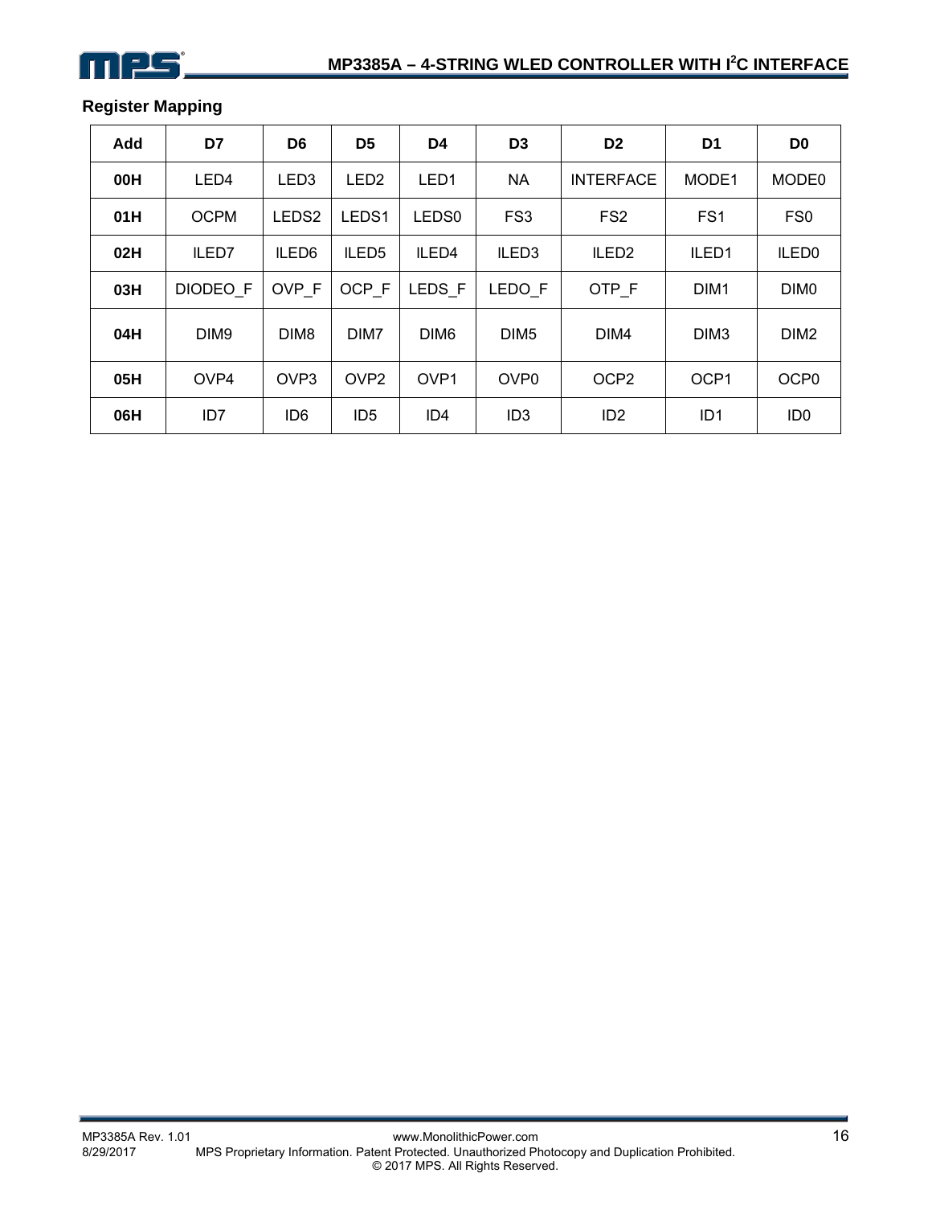## Register Mapping

| Add | D7 | D6 | D5 | D4 | D3 | D2 | D1 | D0 |
|---|---|---|---|---|---|---|---|---|
| **00H** | LED4 | LED3 | LED2 | LED1 | NA | INTERFACE | MODE1 | MODE0 |
| **01H** | OCPM | LEDS2 | LEDS1 | LEDS0 | FS3 | FS2 | FS1 | FS0 |
| **02H** | ILED7 | ILED6 | ILED5 | ILED4 | ILED3 | ILED2 | ILED1 | ILED0 |
| **03H** | DIODEO_F | OVP_F | OCP_F | LEDS_F | LEDO_F | OTP_F | DIM1 | DIM0 |
| **04H** | DIM9 | DIM8 | DIM7 | DIM6 | DIM5 | DIM4 | DIM3 | DIM2 |
| **05H** | OVP4 | OVP3 | OVP2 | OVP1 | OVP0 | OCP2 | OCP1 | OCP0 |
| **06H** | ID7 | ID6 | ID5 | ID4 | ID3 | ID2 | ID1 | ID0 |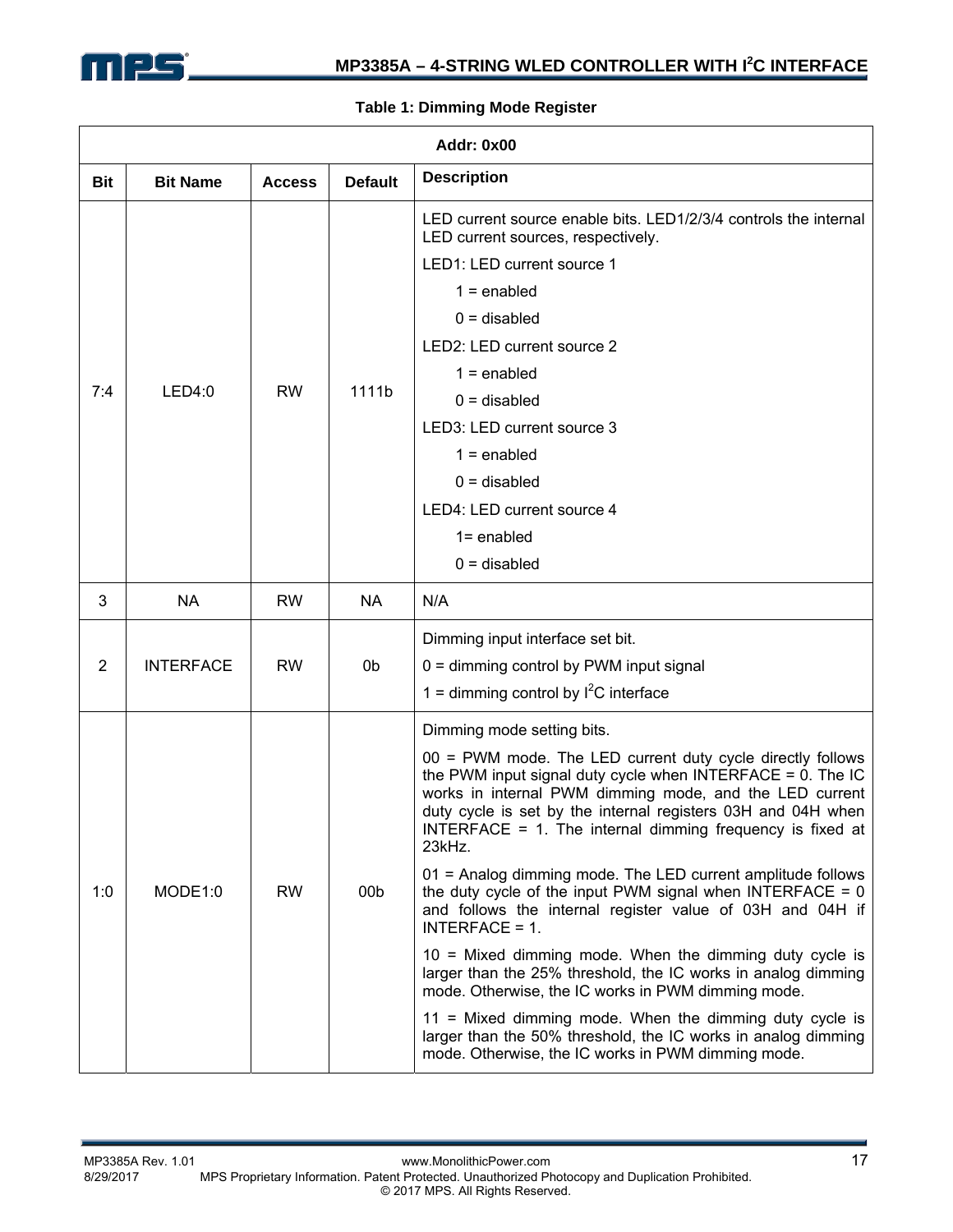**Table 1: Dimming Mode Register**

| Addr: 0x00 | | | | |
|---|---|---|---|---|
| **Bit** | **Bit Name** | **Access** | **Default** | **Description** |
| 7:4 | LED4:0 | RW | 1111b | LED current source enable bits. LED1/2/3/4 controls the internal LED current sources, respectively.<br>LED1: LED current source 1<br>1 = enabled<br>0 = disabled<br>LED2: LED current source 2<br>1 = enabled<br>0 = disabled<br>LED3: LED current source 3<br>1 = enabled<br>0 = disabled<br>LED4: LED current source 4<br>1= enabled<br>0 = disabled |
| 3 | NA | RW | NA | N/A |
| 2 | INTERFACE | RW | 0b | Dimming input interface set bit.<br>0 = dimming control by PWM input signal<br>1 = dimming control by I²C interface |
| 1:0 | MODE1:0 | RW | 00b | Dimming mode setting bits.<br>00 = PWM mode. The LED current duty cycle directly follows the PWM input signal duty cycle when INTERFACE = 0. The IC works in internal PWM dimming mode, and the LED current duty cycle is set by the internal registers 03H and 04H when INTERFACE = 1. The internal dimming frequency is fixed at 23kHz.<br>01 = Analog dimming mode. The LED current amplitude follows the duty cycle of the input PWM signal when INTERFACE = 0 and follows the internal register value of 03H and 04H if INTERFACE = 1.<br>10 = Mixed dimming mode. When the dimming duty cycle is larger than the 25% threshold, the IC works in analog dimming mode. Otherwise, the IC works in PWM dimming mode.<br>11 = Mixed dimming mode. When the dimming duty cycle is larger than the 50% threshold, the IC works in analog dimming mode. Otherwise, the IC works in PWM dimming mode. |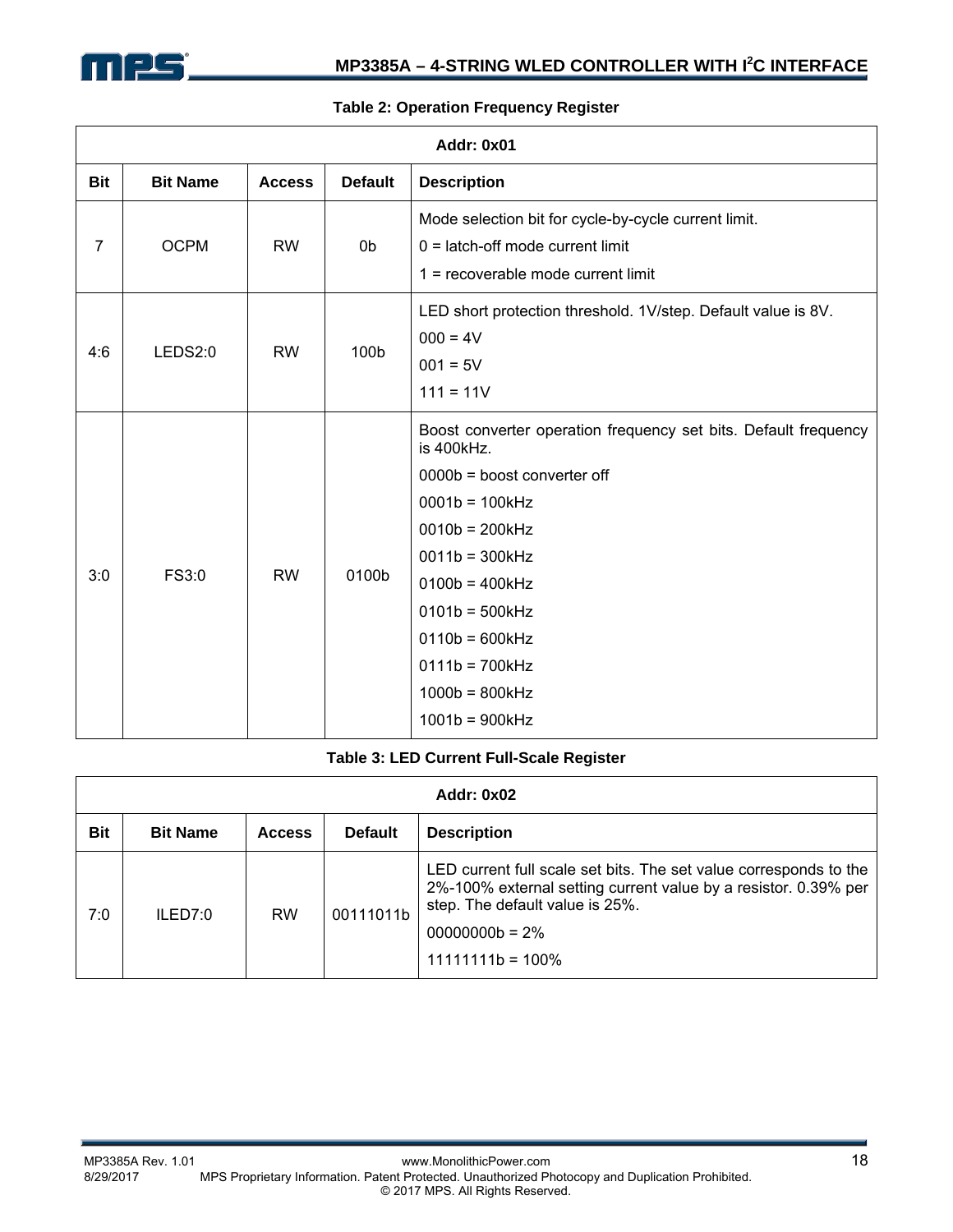**Table 2: Operation Frequency Register**

| Addr: 0x01 | | | | |
|---|---|---|---|---|
| **Bit** | **Bit Name** | **Access** | **Default** | **Description** |
| 7 | OCPM | RW | 0b | Mode selection bit for cycle-by-cycle current limit.<br>0 = latch-off mode current limit<br>1 = recoverable mode current limit |
| 4:6 | LEDS2:0 | RW | 100b | LED short protection threshold. 1V/step. Default value is 8V.<br>000 = 4V<br>001 = 5V<br>111 = 11V |
| 3:0 | FS3:0 | RW | 0100b | Boost converter operation frequency set bits. Default frequency is 400kHz.<br>0000b = boost converter off<br>0001b = 100kHz<br>0010b = 200kHz<br>0011b = 300kHz<br>0100b = 400kHz<br>0101b = 500kHz<br>0110b = 600kHz<br>0111b = 700kHz<br>1000b = 800kHz<br>1001b = 900kHz |

**Table 3: LED Current Full-Scale Register**

| Addr: 0x02 | | | | |
|---|---|---|---|---|
| **Bit** | **Bit Name** | **Access** | **Default** | **Description** |
| 7:0 | ILED7:0 | RW | 00111011b | LED current full scale set bits. The set value corresponds to the 2%-100% external setting current value by a resistor. 0.39% per step. The default value is 25%.<br>00000000b = 2%<br>11111111b = 100% |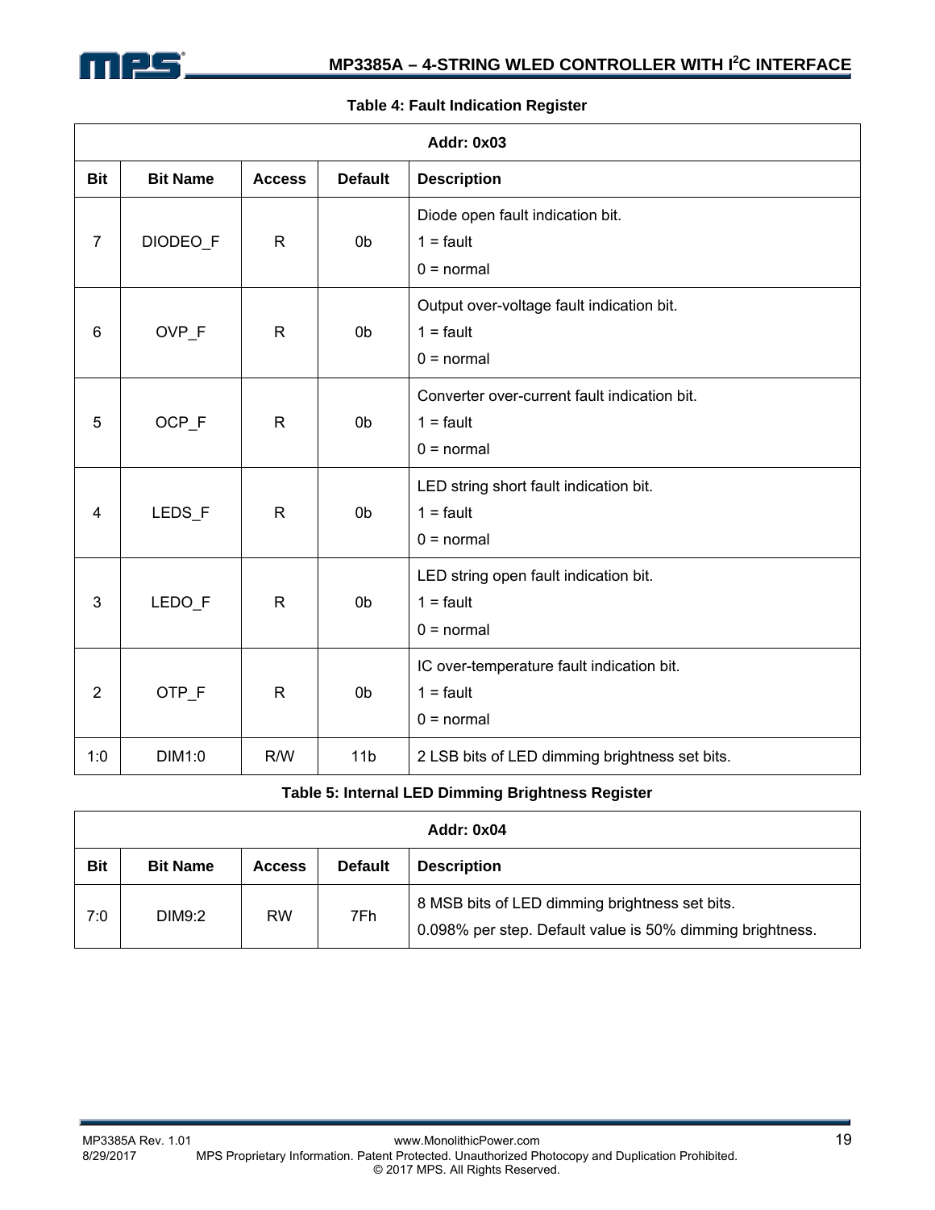**Table 4: Fault Indication Register**

| Addr: 0x03 | | | | |
|---|---|---|---|---|
| **Bit** | **Bit Name** | **Access** | **Default** | **Description** |
| 7 | DIODEO_F | R | 0b | Diode open fault indication bit.<br>1 = fault<br>0 = normal |
| 6 | OVP_F | R | 0b | Output over-voltage fault indication bit.<br>1 = fault<br>0 = normal |
| 5 | OCP_F | R | 0b | Converter over-current fault indication bit.<br>1 = fault<br>0 = normal |
| 4 | LEDS_F | R | 0b | LED string short fault indication bit.<br>1 = fault<br>0 = normal |
| 3 | LEDO_F | R | 0b | LED string open fault indication bit.<br>1 = fault<br>0 = normal |
| 2 | OTP_F | R | 0b | IC over-temperature fault indication bit.<br>1 = fault<br>0 = normal |
| 1:0 | DIM1:0 | R/W | 11b | 2 LSB bits of LED dimming brightness set bits. |

**Table 5: Internal LED Dimming Brightness Register**

| Addr: 0x04 | | | | |
|---|---|---|---|---|
| **Bit** | **Bit Name** | **Access** | **Default** | **Description** |
| 7:0 | DIM9:2 | RW | 7Fh | 8 MSB bits of LED dimming brightness set bits.<br>0.098% per step. Default value is 50% dimming brightness. |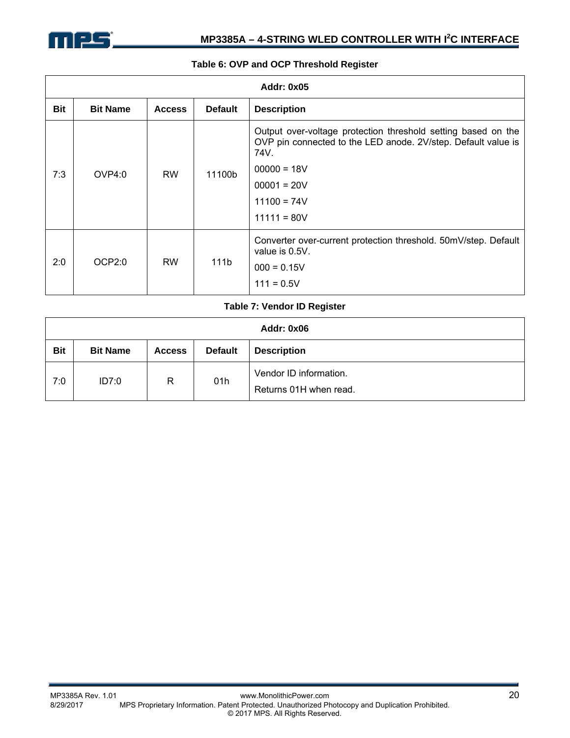**Table 6: OVP and OCP Threshold Register**

| Addr: 0x05 | | | | |
|---|---|---|---|---|
| **Bit** | **Bit Name** | **Access** | **Default** | **Description** |
| 7:3 | OVP4:0 | RW | 11100b | Output over-voltage protection threshold setting based on the OVP pin connected to the LED anode. 2V/step. Default value is 74V.<br>00000 = 18V<br>00001 = 20V<br>11100 = 74V<br>11111 = 80V |
| 2:0 | OCP2:0 | RW | 111b | Converter over-current protection threshold. 50mV/step. Default value is 0.5V.<br>000 = 0.15V<br>111 = 0.5V |

**Table 7: Vendor ID Register**

| Addr: 0x06 | | | | |
|---|---|---|---|---|
| **Bit** | **Bit Name** | **Access** | **Default** | **Description** |
| 7:0 | ID7:0 | R | 01h | Vendor ID information.<br>Returns 01H when read. |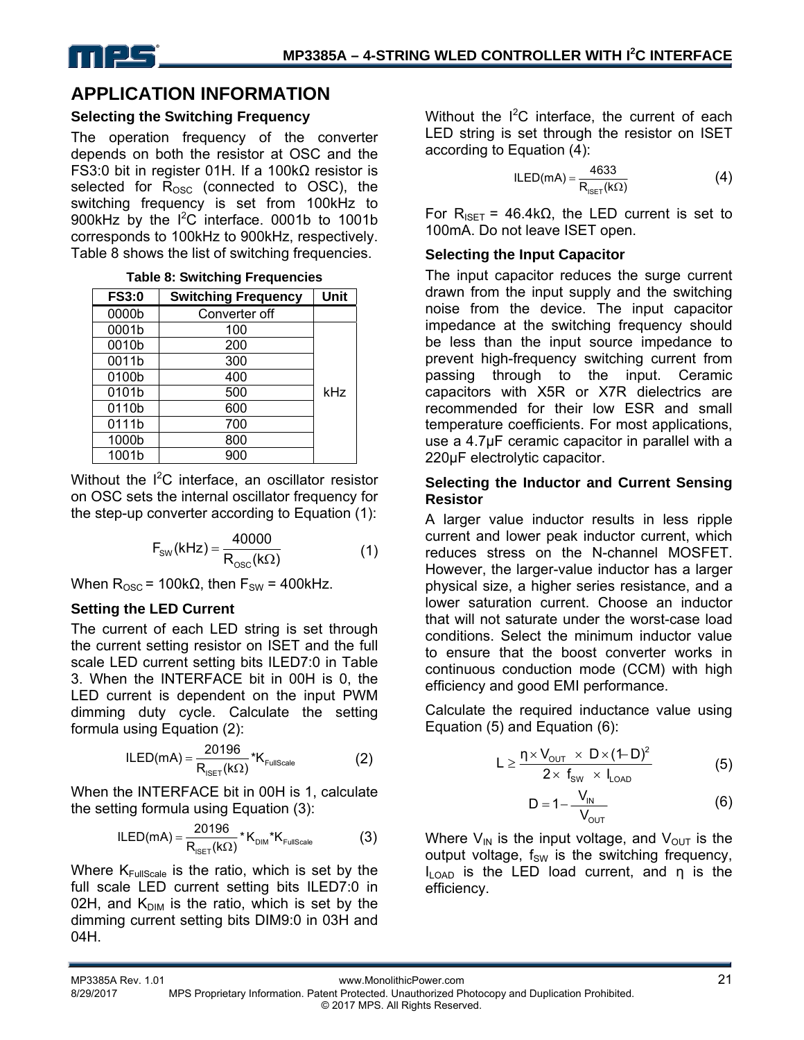## APPLICATION INFORMATION

### Selecting the Switching Frequency

The operation frequency of the converter depends on both the resistor at OSC and the FS3:0 bit in register 01H. If a 100kΩ resistor is selected for $R_{OSC}$ (connected to OSC), the switching frequency is set from 100kHz to 900kHz by the I²C interface. 0001b to 1001b corresponds to 100kHz to 900kHz, respectively. Table 8 shows the list of switching frequencies.

**Table 8: Switching Frequencies**

| FS3:0 | Switching Frequency | Unit |
|---|---|---|
| 0000b | Converter off | |
| 0001b | 100 | kHz |
| 0010b | 200 | |
| 0011b | 300 | |
| 0100b | 400 | |
| 0101b | 500 | |
| 0110b | 600 | |
| 0111b | 700 | |
| 1000b | 800 | |
| 1001b | 900 | |

Without the I²C interface, an oscillator resistor on OSC sets the internal oscillator frequency for the step-up converter according to Equation (1):

$$F_{SW}(kHz) = \frac{40000}{R_{OSC}(k\Omega)} \quad (1)$$

When $R_{OSC}$ = 100kΩ, then $F_{SW}$ = 400kHz.

### Setting the LED Current

The current of each LED string is set through the current setting resistor on ISET and the full scale LED current setting bits ILED7:0 in Table 3. When the INTERFACE bit in 00H is 0, the LED current is dependent on the input PWM dimming duty cycle. Calculate the setting formula using Equation (2):

$$ILED(mA) = \frac{20196}{R_{ISET}(k\Omega)} * K_{FullScale} \quad (2)$$

When the INTERFACE bit in 00H is 1, calculate the setting formula using Equation (3):

$$ILED(mA) = \frac{20196}{R_{ISET}(k\Omega)} * K_{DIM} * K_{FullScale} \quad (3)$$

Where $K_{FullScale}$ is the ratio, which is set by the full scale LED current setting bits ILED7:0 in 02H, and $K_{DIM}$ is the ratio, which is set by the dimming current setting bits DIM9:0 in 03H and 04H.

Without the I²C interface, the current of each LED string is set through the resistor on ISET according to Equation (4):

$$ILED(mA) = \frac{4633}{R_{ISET}(k\Omega)} \quad (4)$$

For $R_{ISET}$ = 46.4kΩ, the LED current is set to 100mA. Do not leave ISET open.

### Selecting the Input Capacitor

The input capacitor reduces the surge current drawn from the input supply and the switching noise from the device. The input capacitor impedance at the switching frequency should be less than the input source impedance to prevent high-frequency switching current from passing through to the input. Ceramic capacitors with X5R or X7R dielectrics are recommended for their low ESR and small temperature coefficients. For most applications, use a 4.7µF ceramic capacitor in parallel with a 220µF electrolytic capacitor.

### Selecting the Inductor and Current Sensing Resistor

A larger value inductor results in less ripple current and lower peak inductor current, which reduces stress on the N-channel MOSFET. However, the larger-value inductor has a larger physical size, a higher series resistance, and a lower saturation current. Choose an inductor that will not saturate under the worst-case load conditions. Select the minimum inductor value to ensure that the boost converter works in continuous conduction mode (CCM) with high efficiency and good EMI performance.

Calculate the required inductance value using Equation (5) and Equation (6):

$$L \geq \frac{\eta \times V_{OUT} \times D \times (1-D)^2}{2 \times f_{SW} \times I_{LOAD}} \quad (5)$$

$$D = 1 - \frac{V_{IN}}{V_{OUT}} \quad (6)$$

Where $V_{IN}$ is the input voltage, and $V_{OUT}$ is the output voltage, $f_{SW}$ is the switching frequency, $I_{LOAD}$ is the LED load current, and η is the efficiency.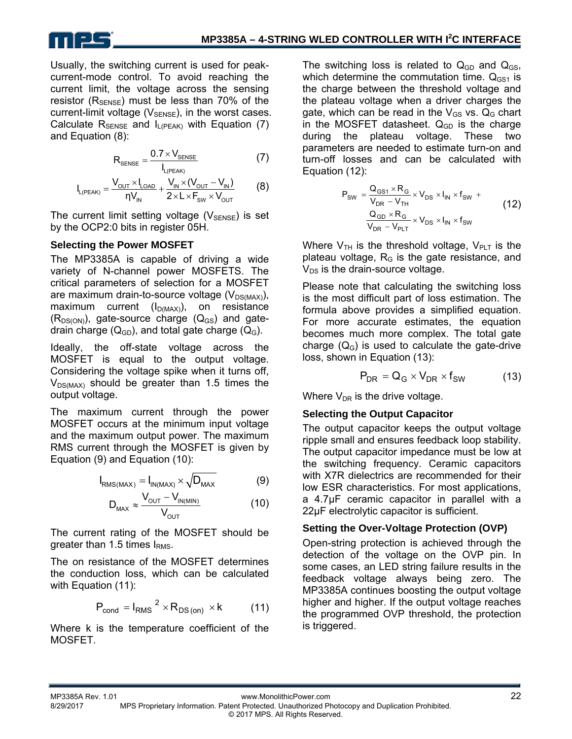Usually, the switching current is used for peak-current-mode control. To avoid reaching the current limit, the voltage across the sensing resistor ($R_{SENSE}$) must be less than 70% of the current-limit voltage ($V_{SENSE}$), in the worst cases. Calculate $R_{SENSE}$ and $I_{L(PEAK)}$ with Equation (7) and Equation (8):

$$R_{SENSE} = \frac{0.7 \times V_{SENSE}}{I_{L(PEAK)}} \quad (7)$$

$$I_{L(PEAK)} = \frac{V_{OUT} \times I_{LOAD}}{\eta V_{IN}} + \frac{V_{IN} \times (V_{OUT} - V_{IN})}{2 \times L \times F_{SW} \times V_{OUT}} \quad (8)$$

The current limit setting voltage ($V_{SENSE}$) is set by the OCP2:0 bits in register 05H.

### Selecting the Power MOSFET

The MP3385A is capable of driving a wide variety of N-channel power MOSFETS. The critical parameters of selection for a MOSFET are maximum drain-to-source voltage ($V_{DS(MAX)}$), maximum current ($I_{D(MAX)}$), on resistance ($R_{DS(ON)}$), gate-source charge ($Q_{GS}$) and gate-drain charge ($Q_{GD}$), and total gate charge ($Q_G$).

Ideally, the off-state voltage across the MOSFET is equal to the output voltage. Considering the voltage spike when it turns off, $V_{DS(MAX)}$ should be greater than 1.5 times the output voltage.

The maximum current through the power MOSFET occurs at the minimum input voltage and the maximum output power. The maximum RMS current through the MOSFET is given by Equation (9) and Equation (10):

$$I_{RMS(MAX)} = I_{IN(MAX)} \times \sqrt{D_{MAX}} \quad (9)$$

$$D_{MAX} \approx \frac{V_{OUT} - V_{IN(MIN)}}{V_{OUT}} \quad (10)$$

The current rating of the MOSFET should be greater than 1.5 times $I_{RMS}$.

The on resistance of the MOSFET determines the conduction loss, which can be calculated with Equation (11):

$$P_{cond} = I_{RMS}{}^2 \times R_{DS(on)} \times k \quad (11)$$

Where k is the temperature coefficient of the MOSFET.

The switching loss is related to $Q_{GD}$ and $Q_{GS}$, which determine the commutation time. $Q_{GS1}$ is the charge between the threshold voltage and the plateau voltage when a driver charges the gate, which can be read in the $V_{GS}$ vs. $Q_G$ chart in the MOSFET datasheet. $Q_{GD}$ is the charge during the plateau voltage. These two parameters are needed to estimate turn-on and turn-off losses and can be calculated with Equation (12):

$$P_{SW} = \frac{Q_{GS1} \times R_G}{V_{DR} - V_{TH}} \times V_{DS} \times I_{IN} \times f_{SW} + \frac{Q_{GD} \times R_G}{V_{DR} - V_{PLT}} \times V_{DS} \times I_{IN} \times f_{SW} \quad (12)$$

Where $V_{TH}$ is the threshold voltage, $V_{PLT}$ is the plateau voltage, $R_G$ is the gate resistance, and $V_{DS}$ is the drain-source voltage.

Please note that calculating the switching loss is the most difficult part of loss estimation. The formula above provides a simplified equation. For more accurate estimates, the equation becomes much more complex. The total gate charge ($Q_G$) is used to calculate the gate-drive loss, shown in Equation (13):

$$P_{DR} = Q_G \times V_{DR} \times f_{SW} \quad (13)$$

Where $V_{DR}$ is the drive voltage.

### Selecting the Output Capacitor

The output capacitor keeps the output voltage ripple small and ensures feedback loop stability. The output capacitor impedance must be low at the switching frequency. Ceramic capacitors with X7R dielectrics are recommended for their low ESR characteristics. For most applications, a 4.7µF ceramic capacitor in parallel with a 22µF electrolytic capacitor is sufficient.

### Setting the Over-Voltage Protection (OVP)

Open-string protection is achieved through the detection of the voltage on the OVP pin. In some cases, an LED string failure results in the feedback voltage always being zero. The MP3385A continues boosting the output voltage higher and higher. If the output voltage reaches the programmed OVP threshold, the protection is triggered.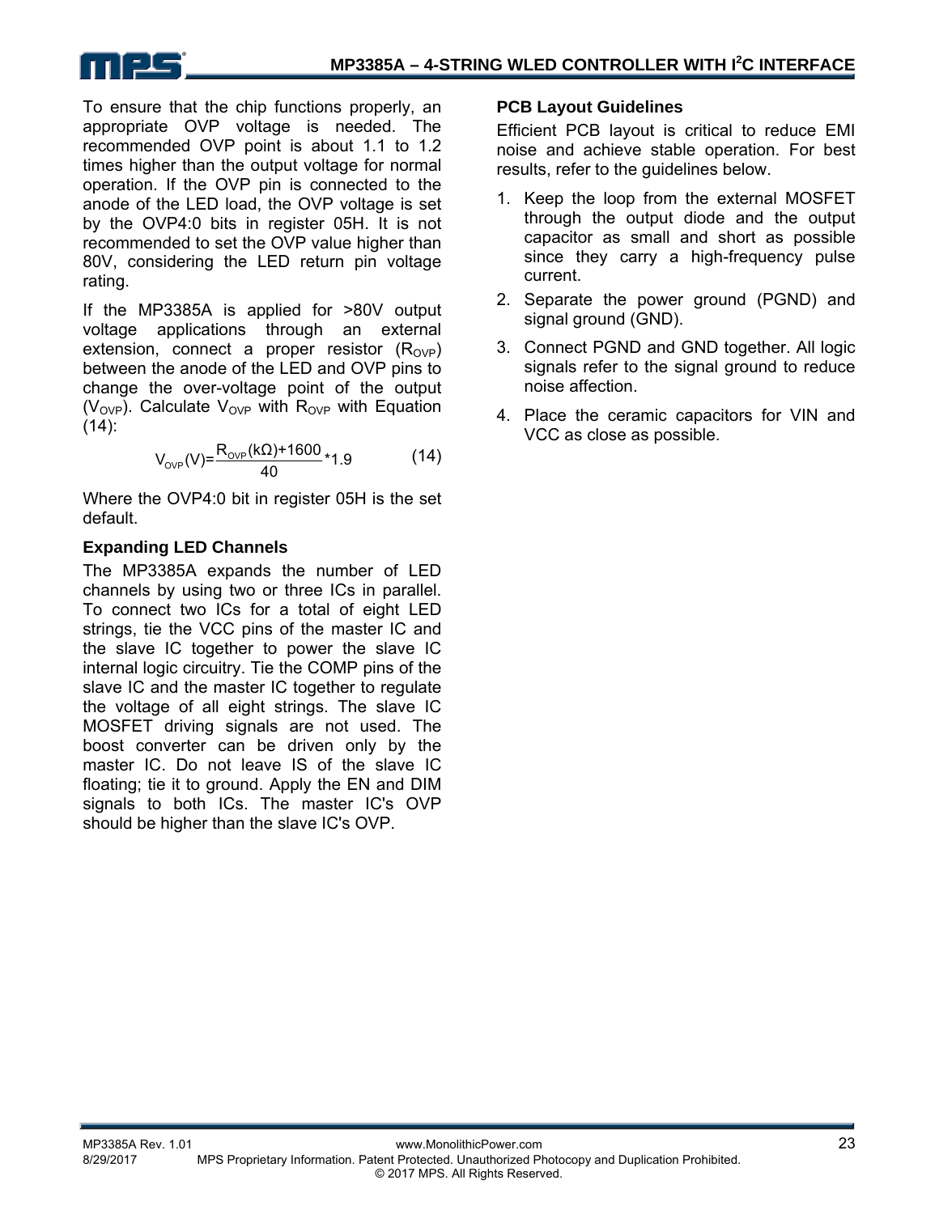To ensure that the chip functions properly, an appropriate OVP voltage is needed. The recommended OVP point is about 1.1 to 1.2 times higher than the output voltage for normal operation. If the OVP pin is connected to the anode of the LED load, the OVP voltage is set by the OVP4:0 bits in register 05H. It is not recommended to set the OVP value higher than 80V, considering the LED return pin voltage rating.

If the MP3385A is applied for >80V output voltage applications through an external extension, connect a proper resistor ($R_{OVP}$) between the anode of the LED and OVP pins to change the over-voltage point of the output ($V_{OVP}$). Calculate $V_{OVP}$ with $R_{OVP}$ with Equation (14):

$$V_{OVP}(V)=\frac{R_{OVP}(k\Omega)+1600}{40}*1.9 \qquad (14)$$

Where the OVP4:0 bit in register 05H is the set default.

### Expanding LED Channels

The MP3385A expands the number of LED channels by using two or three ICs in parallel. To connect two ICs for a total of eight LED strings, tie the VCC pins of the master IC and the slave IC together to power the slave IC internal logic circuitry. Tie the COMP pins of the slave IC and the master IC together to regulate the voltage of all eight strings. The slave IC MOSFET driving signals are not used. The boost converter can be driven only by the master IC. Do not leave IS of the slave IC floating; tie it to ground. Apply the EN and DIM signals to both ICs. The master IC's OVP should be higher than the slave IC's OVP.

### PCB Layout Guidelines

Efficient PCB layout is critical to reduce EMI noise and achieve stable operation. For best results, refer to the guidelines below.

1. Keep the loop from the external MOSFET through the output diode and the output capacitor as small and short as possible since they carry a high-frequency pulse current.
2. Separate the power ground (PGND) and signal ground (GND).
3. Connect PGND and GND together. All logic signals refer to the signal ground to reduce noise affection.
4. Place the ceramic capacitors for VIN and VCC as close as possible.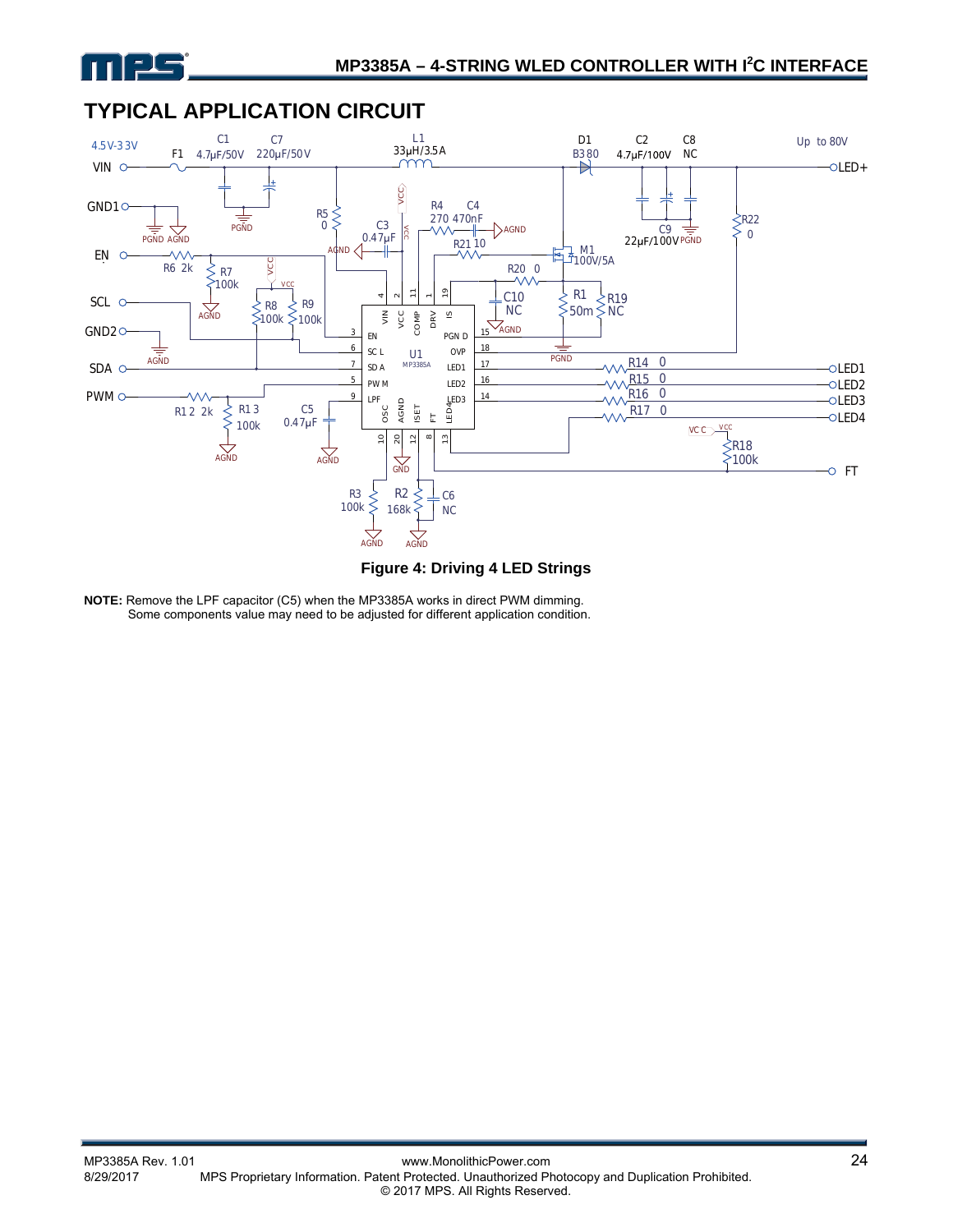## TYPICAL APPLICATION CIRCUIT

Figure 4: Driving 4 LED Strings

**NOTE:** Remove the LPF capacitor (C5) when the MP3385A works in direct PWM dimming.
Some components value may need to be adjusted for different application condition.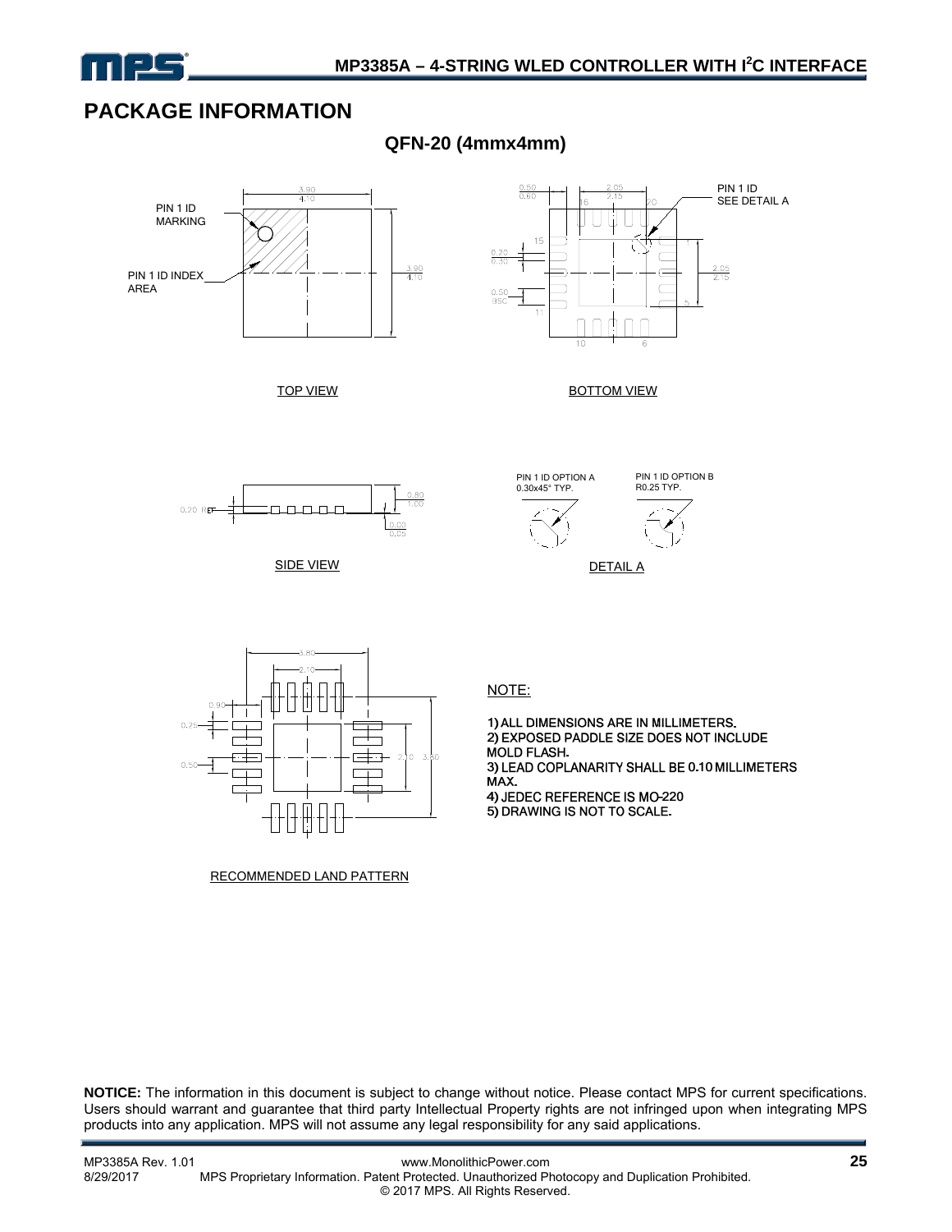# PACKAGE INFORMATION

## QFN-20 (4mmx4mm)

PIN 1 ID MARKING

PIN 1 ID INDEX AREA

3.90
4.10

3.90
4.10

TOP VIEW

0.50
0.60

2.05
2.15

PIN 1 ID
SEE DETAIL A

0.20
0.30

0.50
BSC

2.05
2.15

16 20 15 1 11 5 10 6

BOTTOM VIEW

0.20 REF

0.80
1.00

0.00
0.05

SIDE VIEW

PIN 1 ID OPTION A
0.30x45° TYP.

PIN 1 ID OPTION B
R0.25 TYP.

DETAIL A

3.80

2.10

0.90

0.25

0.50

2.10

3.80

RECOMMENDED LAND PATTERN

NOTE:

1) ALL DIMENSIONS ARE IN MILLIMETERS.
2) EXPOSED PADDLE SIZE DOES NOT INCLUDE MOLD FLASH.
3) LEAD COPLANARITY SHALL BE 0.10 MILLIMETERS MAX.
4) JEDEC REFERENCE IS MO-220
5) DRAWING IS NOT TO SCALE.

**NOTICE:** The information in this document is subject to change without notice. Please contact MPS for current specifications. Users should warrant and guarantee that third party Intellectual Property rights are not infringed upon when integrating MPS products into any application. MPS will not assume any legal responsibility for any said applications.